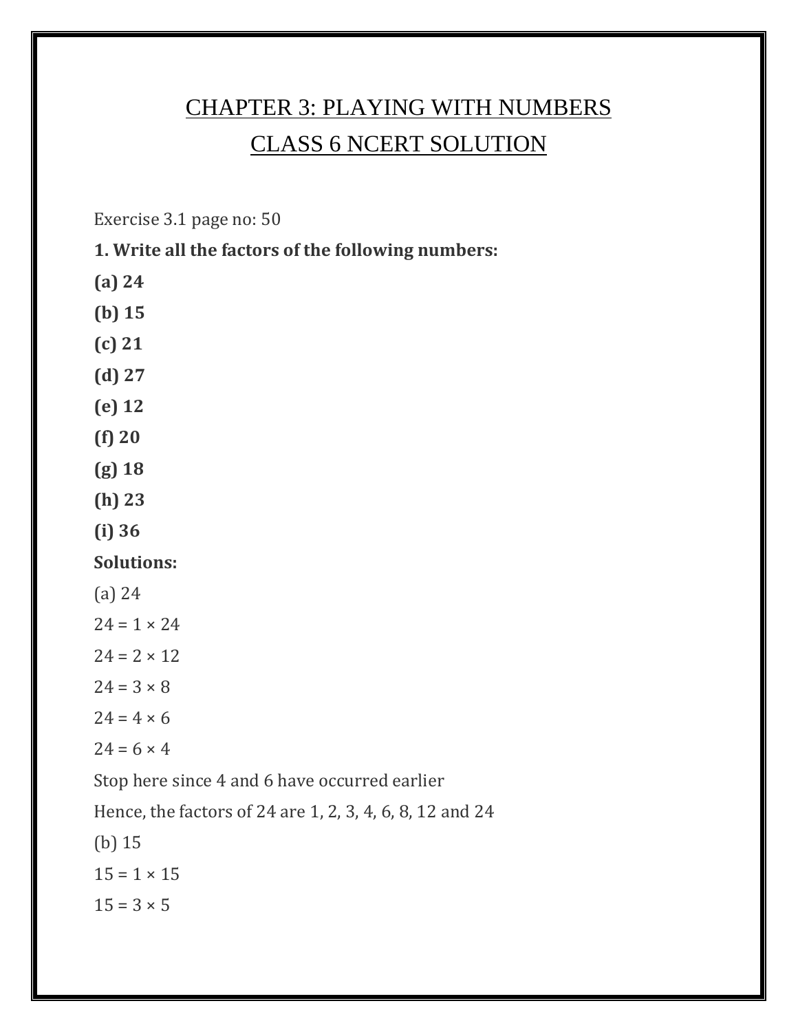# CHAPTER 3: PLAYING WITH NUMBERS

## CLASS 6 NCERT SOLUTION

Exercise 3.1 page no: 50

**1. Write all the factors of the following numbers:**

**(a) 24**

**(b) 15**

**(c) 21**

**(d) 27**

**(e) 12**

**(f) 20**

**(g) 18**

**(h) 23**

**(i) 36**

**Solutions:**

(a) 24

$24 = 1 \times 24$

$24 = 2 \times 12$

$24 = 3 \times 8$

$24 = 4 \times 6$

$24 = 6 \times 4$

Stop here since 4 and 6 have occurred earlier

Hence, the factors of 24 are 1, 2, 3, 4, 6, 8, 12 and 24

(b) 15

$15 = 1 \times 15$

$15 = 3 \times 5$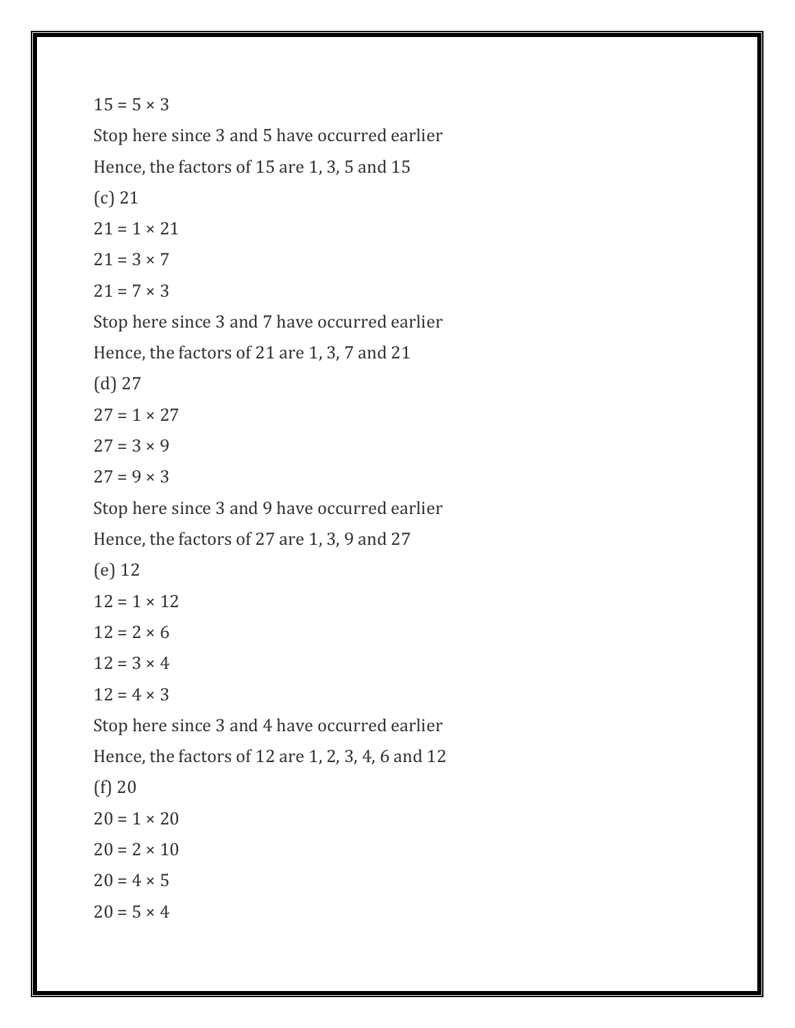$15 = 5 \times 3$

Stop here since 3 and 5 have occurred earlier

Hence, the factors of 15 are 1, 3, 5 and 15

(c) 21

$21 = 1 \times 21$

$21 = 3 \times 7$

$21 = 7 \times 3$

Stop here since 3 and 7 have occurred earlier

Hence, the factors of 21 are 1, 3, 7 and 21

(d) 27

$27 = 1 \times 27$

$27 = 3 \times 9$

$27 = 9 \times 3$

Stop here since 3 and 9 have occurred earlier

Hence, the factors of 27 are 1, 3, 9 and 27

(e) 12

$12 = 1 \times 12$

$12 = 2 \times 6$

$12 = 3 \times 4$

$12 = 4 \times 3$

Stop here since 3 and 4 have occurred earlier

Hence, the factors of 12 are 1, 2, 3, 4, 6 and 12

(f) 20

$20 = 1 \times 20$

$20 = 2 \times 10$

$20 = 4 \times 5$

$20 = 5 \times 4$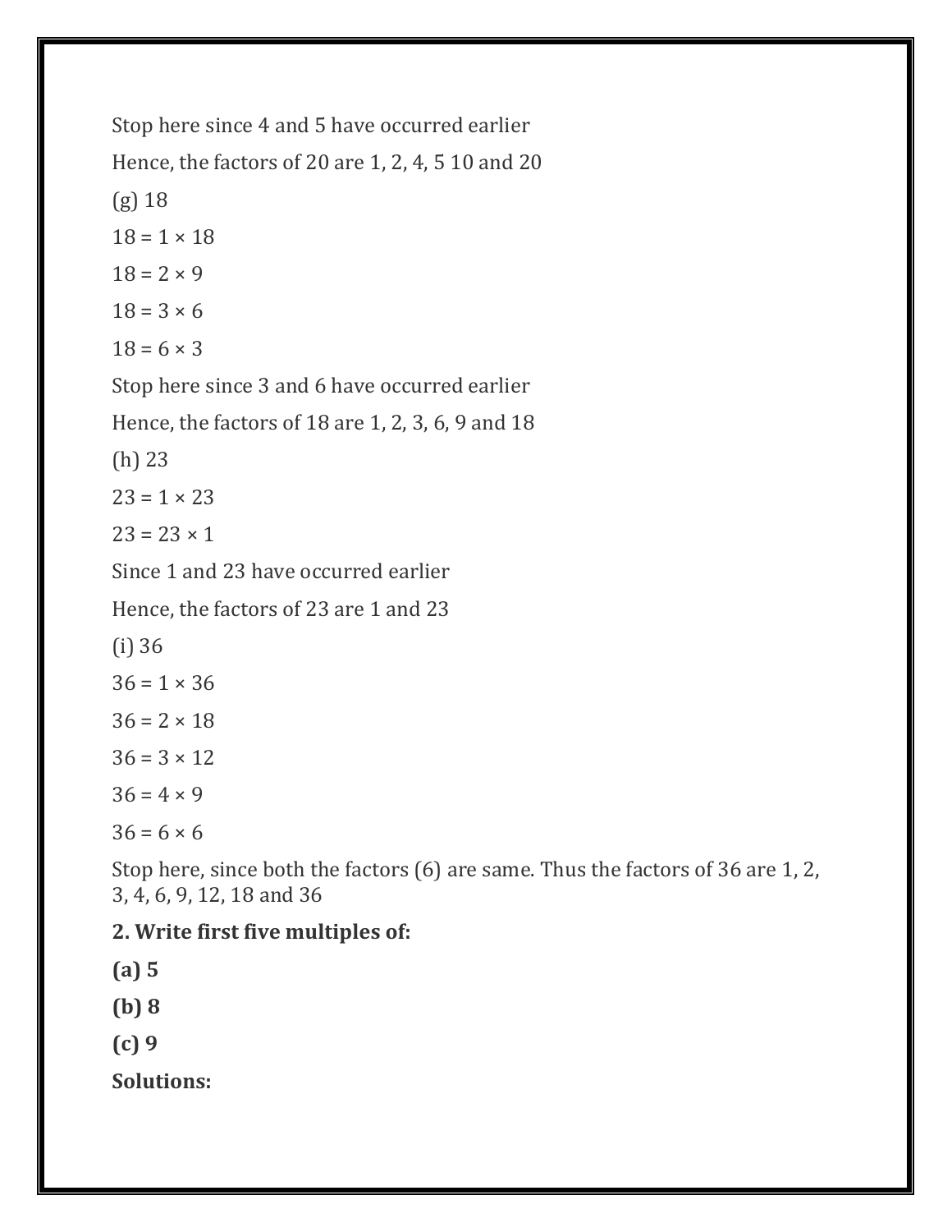Stop here since 4 and 5 have occurred earlier

Hence, the factors of 20 are 1, 2, 4, 5 10 and 20

(g) 18

18 = 1 × 18

18 = 2 × 9

18 = 3 × 6

18 = 6 × 3

Stop here since 3 and 6 have occurred earlier

Hence, the factors of 18 are 1, 2, 3, 6, 9 and 18

(h) 23

23 = 1 × 23

23 = 23 × 1

Since 1 and 23 have occurred earlier

Hence, the factors of 23 are 1 and 23

(i) 36

36 = 1 × 36

36 = 2 × 18

36 = 3 × 12

36 = 4 × 9

36 = 6 × 6

Stop here, since both the factors (6) are same. Thus the factors of 36 are 1, 2, 3, 4, 6, 9, 12, 18 and 36

**2. Write first five multiples of:**

**(a) 5**

**(b) 8**

**(c) 9**

**Solutions:**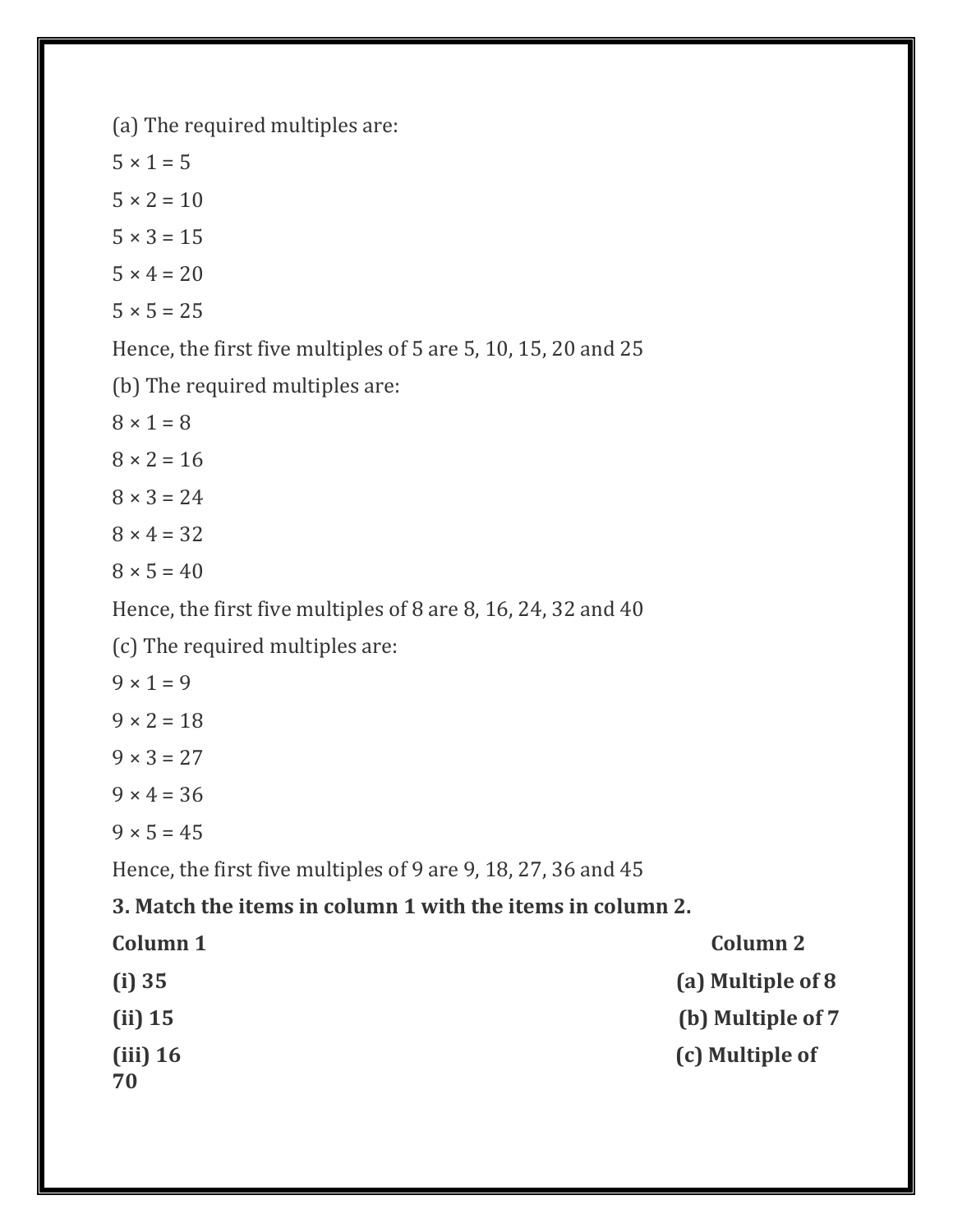(a) The required multiples are:

$5 \times 1 = 5$

$5 \times 2 = 10$

$5 \times 3 = 15$

$5 \times 4 = 20$

$5 \times 5 = 25$

Hence, the first five multiples of 5 are 5, 10, 15, 20 and 25

(b) The required multiples are:

$8 \times 1 = 8$

$8 \times 2 = 16$

$8 \times 3 = 24$

$8 \times 4 = 32$

$8 \times 5 = 40$

Hence, the first five multiples of 8 are 8, 16, 24, 32 and 40

(c) The required multiples are:

$9 \times 1 = 9$

$9 \times 2 = 18$

$9 \times 3 = 27$

$9 \times 4 = 36$

$9 \times 5 = 45$

Hence, the first five multiples of 9 are 9, 18, 27, 36 and 45

**3. Match the items in column 1 with the items in column 2.**

| **Column 1** | **Column 2** |
|---|---|
| **(i) 35** | **(a) Multiple of 8** |
| **(ii) 15** | **(b) Multiple of 7** |
| **(iii) 16** | **(c) Multiple of 70** |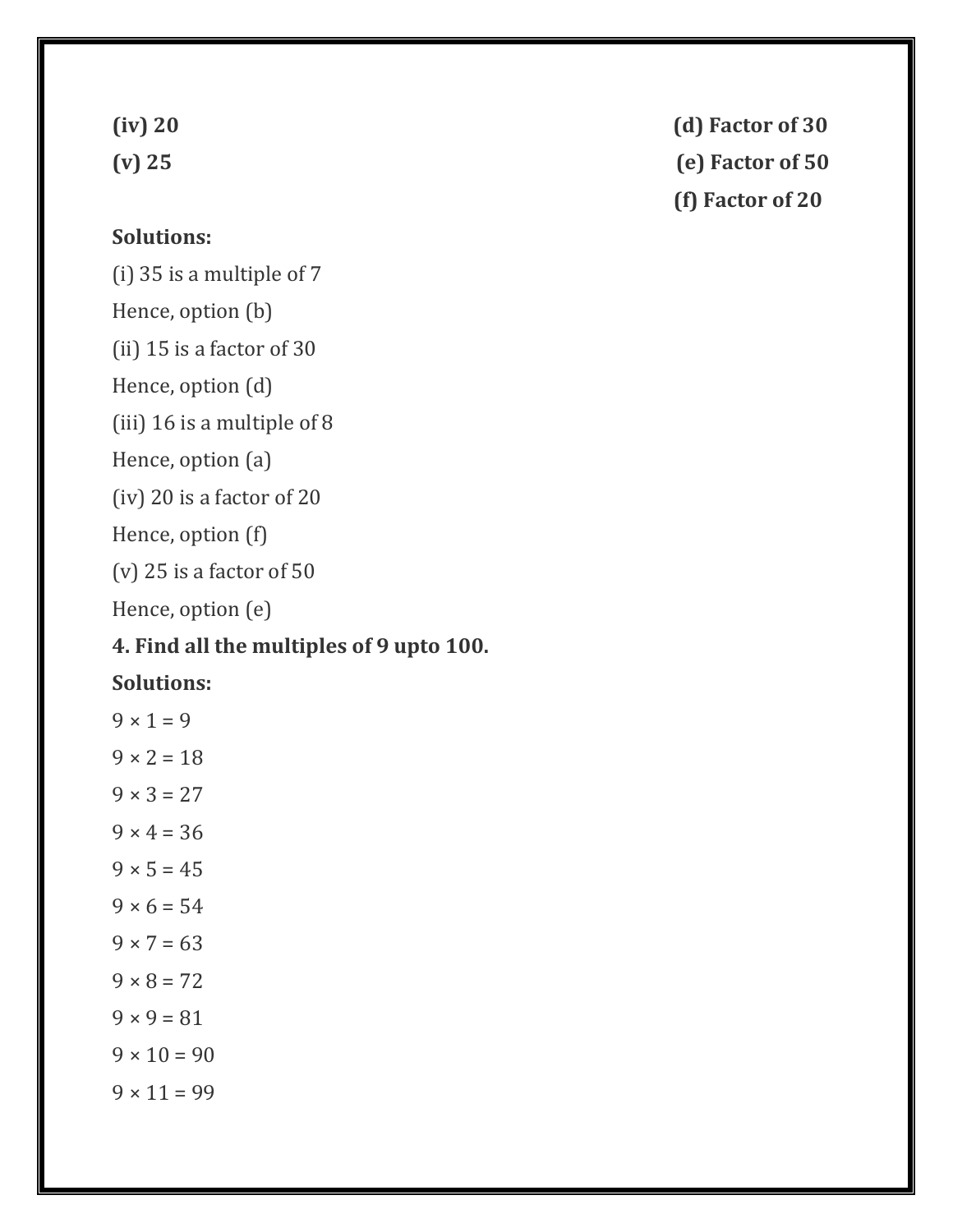**(iv) 20** **(d) Factor of 30**

**(v) 25** **(e) Factor of 50**

**(f) Factor of 20**

**Solutions:**

(i) 35 is a multiple of 7

Hence, option (b)

(ii) 15 is a factor of 30

Hence, option (d)

(iii) 16 is a multiple of 8

Hence, option (a)

(iv) 20 is a factor of 20

Hence, option (f)

(v) 25 is a factor of 50

Hence, option (e)

**4. Find all the multiples of 9 upto 100.**

**Solutions:**

$9 \times 1 = 9$

$9 \times 2 = 18$

$9 \times 3 = 27$

$9 \times 4 = 36$

$9 \times 5 = 45$

$9 \times 6 = 54$

$9 \times 7 = 63$

$9 \times 8 = 72$

$9 \times 9 = 81$

$9 \times 10 = 90$

$9 \times 11 = 99$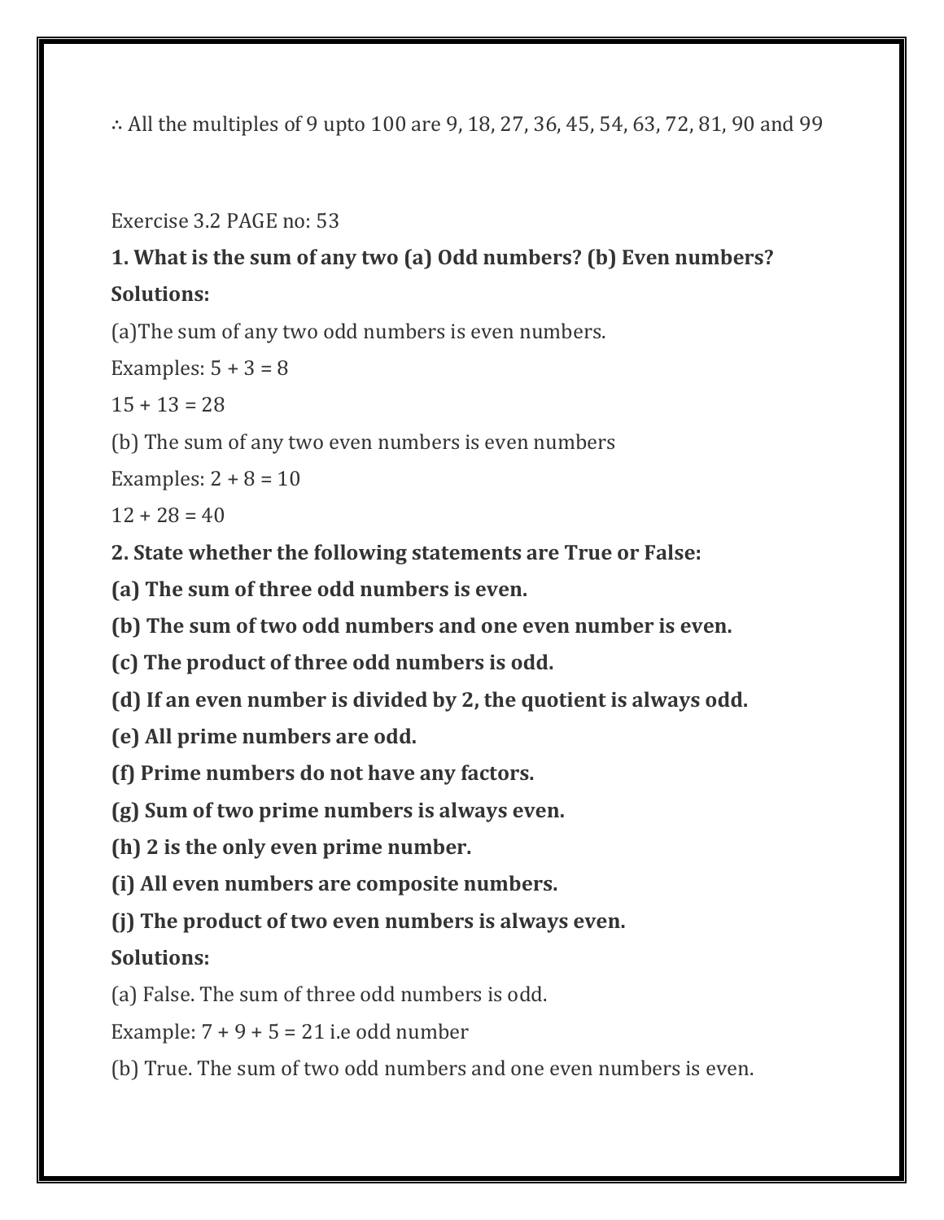∴ All the multiples of 9 upto 100 are 9, 18, 27, 36, 45, 54, 63, 72, 81, 90 and 99

Exercise 3.2 PAGE no: 53

**1. What is the sum of any two (a) Odd numbers? (b) Even numbers?**

**Solutions:**

(a)The sum of any two odd numbers is even numbers.

Examples: $5 + 3 = 8$

$15 + 13 = 28$

(b) The sum of any two even numbers is even numbers

Examples: $2 + 8 = 10$

$12 + 28 = 40$

**2. State whether the following statements are True or False:**

**(a) The sum of three odd numbers is even.**

**(b) The sum of two odd numbers and one even number is even.**

**(c) The product of three odd numbers is odd.**

**(d) If an even number is divided by 2, the quotient is always odd.**

**(e) All prime numbers are odd.**

**(f) Prime numbers do not have any factors.**

**(g) Sum of two prime numbers is always even.**

**(h) 2 is the only even prime number.**

**(i) All even numbers are composite numbers.**

**(j) The product of two even numbers is always even.**

**Solutions:**

(a) False. The sum of three odd numbers is odd.

Example: $7 + 9 + 5 = 21$ i.e odd number

(b) True. The sum of two odd numbers and one even numbers is even.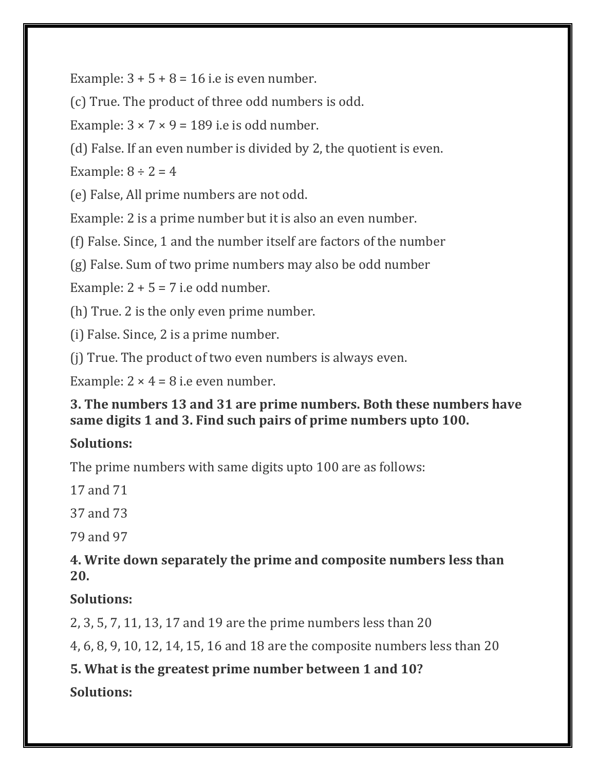Example: $3 + 5 + 8 = 16$ i.e is even number.

(c) True. The product of three odd numbers is odd.

Example: $3 \times 7 \times 9 = 189$ i.e is odd number.

(d) False. If an even number is divided by 2, the quotient is even.

Example: $8 \div 2 = 4$

(e) False, All prime numbers are not odd.

Example: 2 is a prime number but it is also an even number.

(f) False. Since, 1 and the number itself are factors of the number

(g) False. Sum of two prime numbers may also be odd number

Example: $2 + 5 = 7$ i.e odd number.

(h) True. 2 is the only even prime number.

(i) False. Since, 2 is a prime number.

(j) True. The product of two even numbers is always even.

Example: $2 \times 4 = 8$ i.e even number.

**3. The numbers 13 and 31 are prime numbers. Both these numbers have same digits 1 and 3. Find such pairs of prime numbers upto 100.**

**Solutions:**

The prime numbers with same digits upto 100 are as follows:

17 and 71

37 and 73

79 and 97

**4. Write down separately the prime and composite numbers less than 20.**

**Solutions:**

2, 3, 5, 7, 11, 13, 17 and 19 are the prime numbers less than 20

4, 6, 8, 9, 10, 12, 14, 15, 16 and 18 are the composite numbers less than 20

**5. What is the greatest prime number between 1 and 10?**

**Solutions:**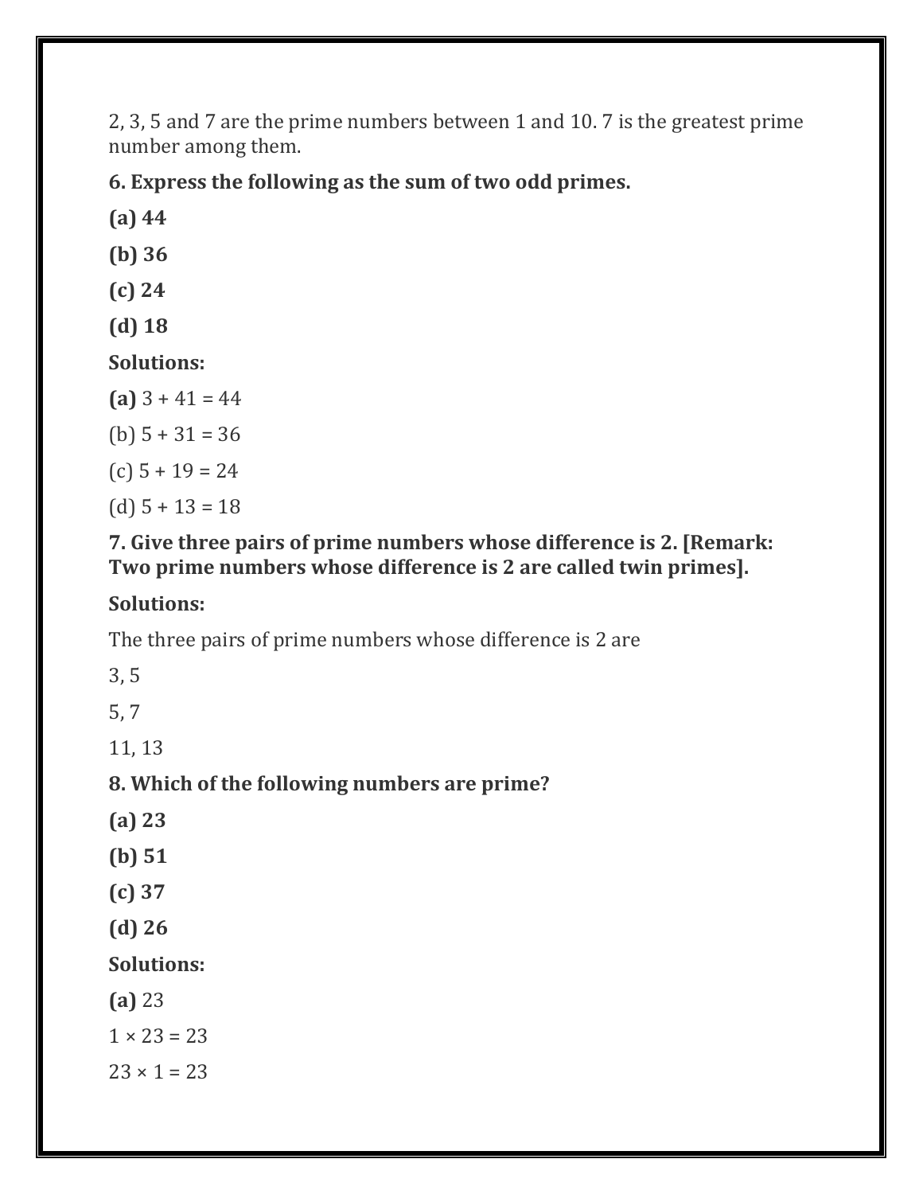2, 3, 5 and 7 are the prime numbers between 1 and 10. 7 is the greatest prime number among them.

**6. Express the following as the sum of two odd primes.**

**(a) 44**

**(b) 36**

**(c) 24**

**(d) 18**

**Solutions:**

**(a)** 3 + 41 = 44

(b) 5 + 31 = 36

(c) 5 + 19 = 24

(d) 5 + 13 = 18

**7. Give three pairs of prime numbers whose difference is 2. [Remark: Two prime numbers whose difference is 2 are called twin primes].**

**Solutions:**

The three pairs of prime numbers whose difference is 2 are

3, 5

5, 7

11, 13

**8. Which of the following numbers are prime?**

**(a) 23**

**(b) 51**

**(c) 37**

**(d) 26**

**Solutions:**

**(a)** 23

1 × 23 = 23

23 × 1 = 23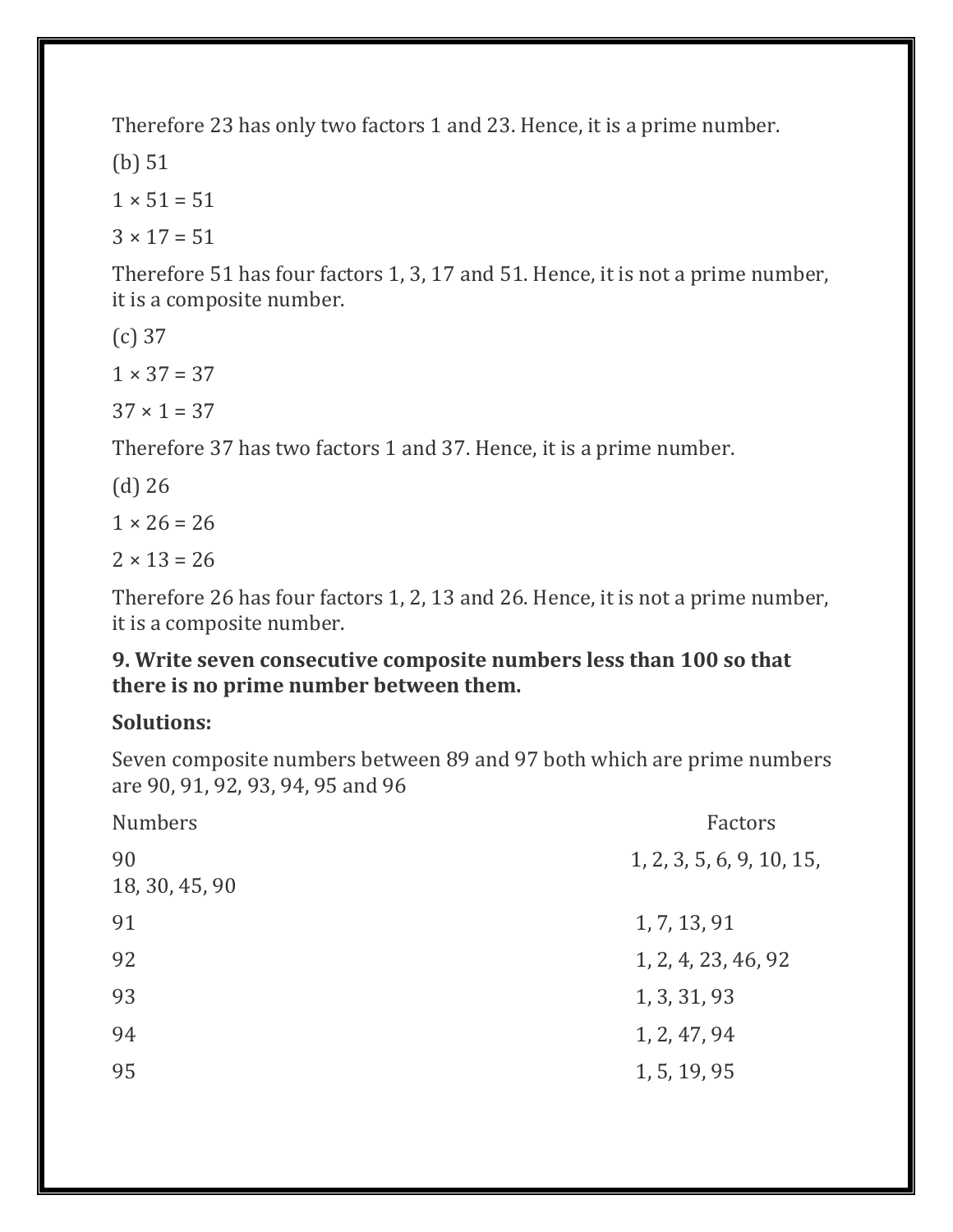Therefore 23 has only two factors 1 and 23. Hence, it is a prime number.

(b) 51

$1 \times 51 = 51$

$3 \times 17 = 51$

Therefore 51 has four factors 1, 3, 17 and 51. Hence, it is not a prime number, it is a composite number.

(c) 37

$1 \times 37 = 37$

$37 \times 1 = 37$

Therefore 37 has two factors 1 and 37. Hence, it is a prime number.

(d) 26

$1 \times 26 = 26$

$2 \times 13 = 26$

Therefore 26 has four factors 1, 2, 13 and 26. Hence, it is not a prime number, it is a composite number.

**9. Write seven consecutive composite numbers less than 100 so that there is no prime number between them.**

**Solutions:**

Seven composite numbers between 89 and 97 both which are prime numbers are 90, 91, 92, 93, 94, 95 and 96

| Numbers | Factors |
| --- | --- |
| 90 | 1, 2, 3, 5, 6, 9, 10, 15, 18, 30, 45, 90 |
| 91 | 1, 7, 13, 91 |
| 92 | 1, 2, 4, 23, 46, 92 |
| 93 | 1, 3, 31, 93 |
| 94 | 1, 2, 47, 94 |
| 95 | 1, 5, 19, 95 |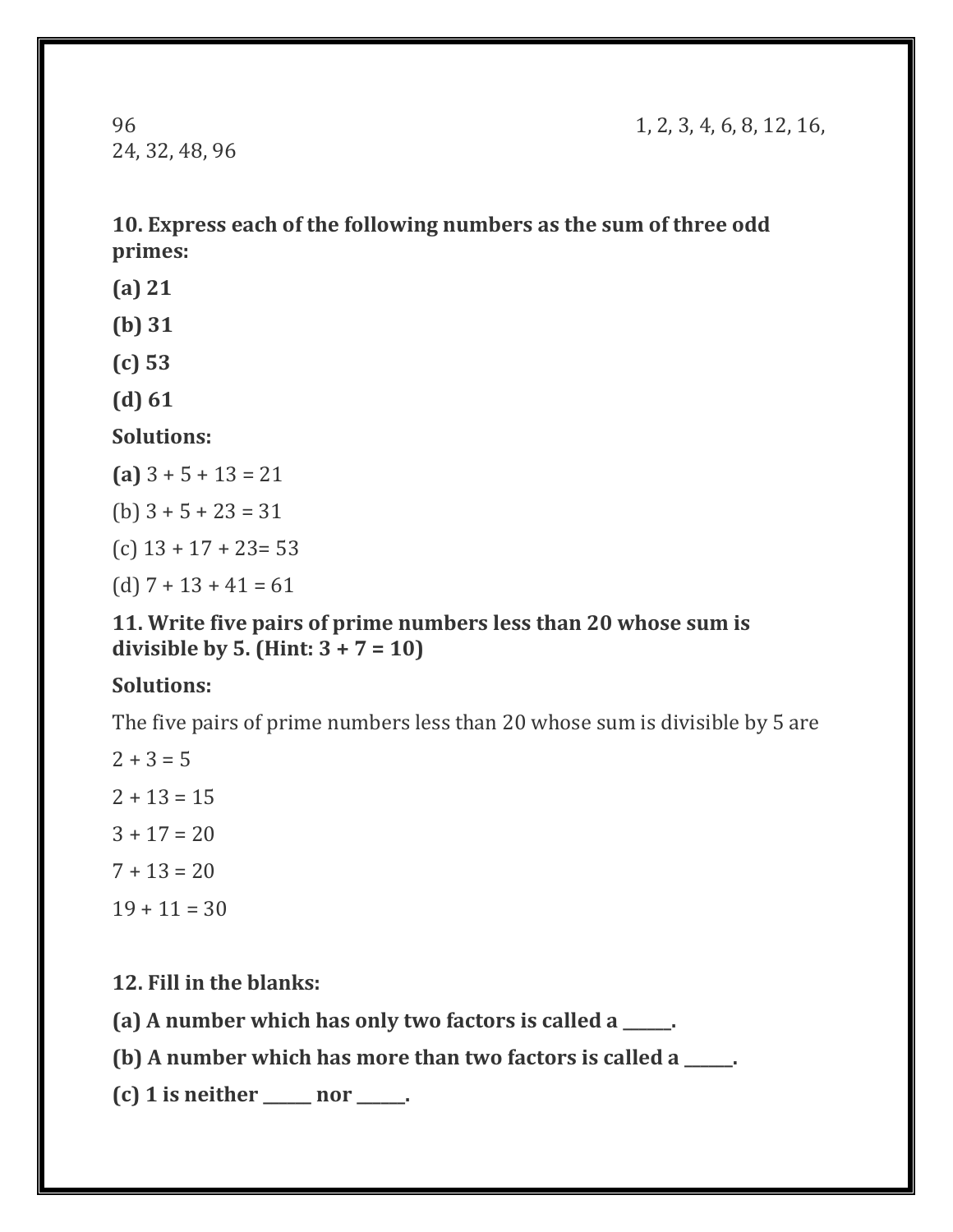96 1, 2, 3, 4, 6, 8, 12, 16, 24, 32, 48, 96

**10. Express each of the following numbers as the sum of three odd primes:**

**(a) 21**

**(b) 31**

**(c) 53**

**(d) 61**

**Solutions:**

**(a)** 3 + 5 + 13 = 21

(b) 3 + 5 + 23 = 31

(c) 13 + 17 + 23= 53

(d) 7 + 13 + 41 = 61

**11. Write five pairs of prime numbers less than 20 whose sum is divisible by 5. (Hint: 3 + 7 = 10)**

**Solutions:**

The five pairs of prime numbers less than 20 whose sum is divisible by 5 are

2 + 3 = 5

2 + 13 = 15

3 + 17 = 20

7 + 13 = 20

19 + 11 = 30

**12. Fill in the blanks:**

**(a) A number which has only two factors is called a ______.**

**(b) A number which has more than two factors is called a ______.**

**(c) 1 is neither ______ nor ______.**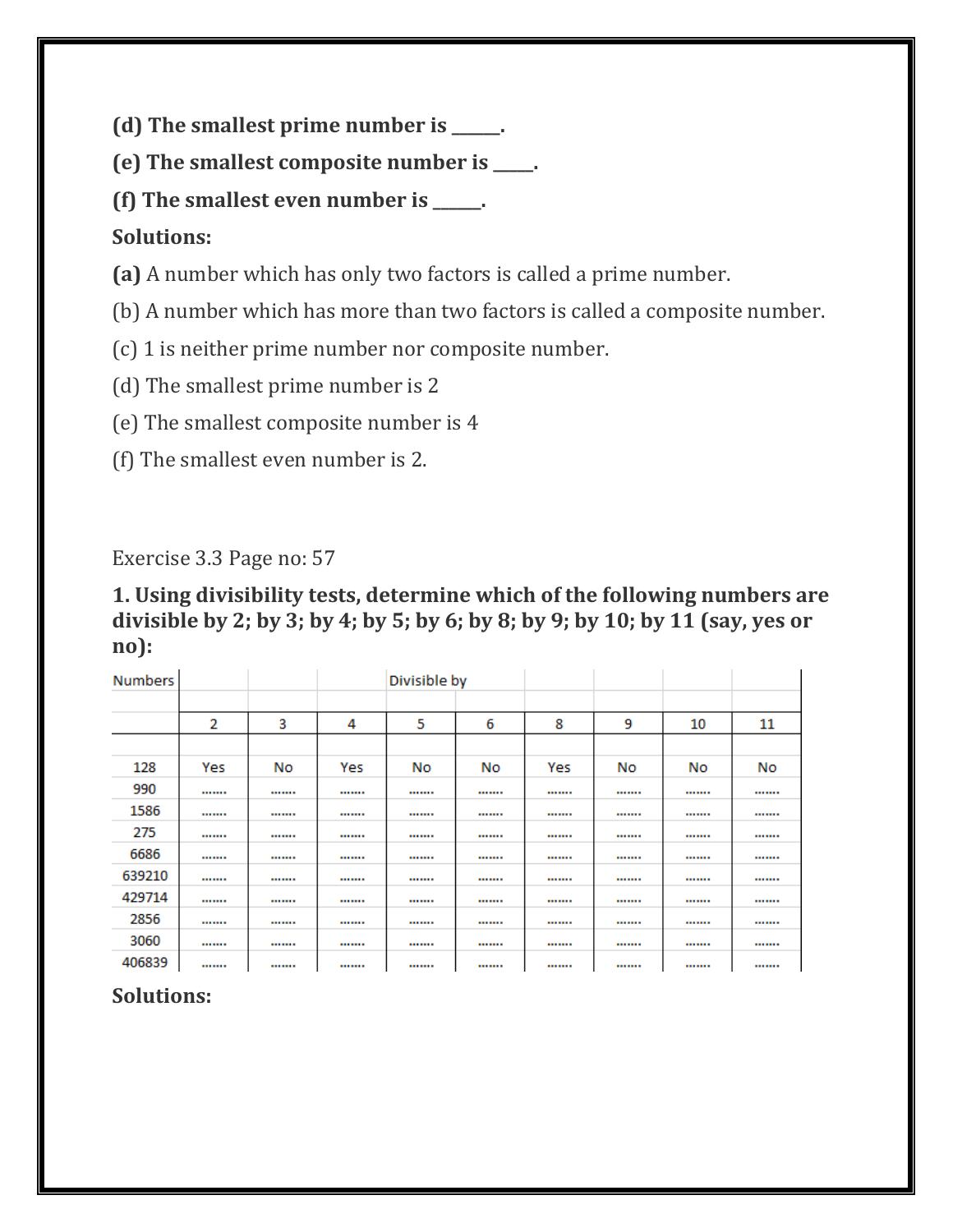**(d) The smallest prime number is ______.**

**(e) The smallest composite number is _____.**

**(f) The smallest even number is ______.**

**Solutions:**

**(a)** A number which has only two factors is called a prime number.

(b) A number which has more than two factors is called a composite number.

(c) 1 is neither prime number nor composite number.

(d) The smallest prime number is 2

(e) The smallest composite number is 4

(f) The smallest even number is 2.

Exercise 3.3 Page no: 57

**1. Using divisibility tests, determine which of the following numbers are divisible by 2; by 3; by 4; by 5; by 6; by 8; by 9; by 10; by 11 (say, yes or no):**

| Numbers | Divisible by | | | | | | | | |
|---|---|---|---|---|---|---|---|---|---|
| | 2 | 3 | 4 | 5 | 6 | 8 | 9 | 10 | 11 |
| 128 | Yes | No | Yes | No | No | Yes | No | No | No |
| 990 | ....... | ....... | ....... | ....... | ....... | ....... | ....... | ....... | ....... |
| 1586 | ....... | ....... | ....... | ....... | ....... | ....... | ....... | ....... | ....... |
| 275 | ....... | ....... | ....... | ....... | ....... | ....... | ....... | ....... | ....... |
| 6686 | ....... | ....... | ....... | ....... | ....... | ....... | ....... | ....... | ....... |
| 639210 | ....... | ....... | ....... | ....... | ....... | ....... | ....... | ....... | ....... |
| 429714 | ....... | ....... | ....... | ....... | ....... | ....... | ....... | ....... | ....... |
| 2856 | ....... | ....... | ....... | ....... | ....... | ....... | ....... | ....... | ....... |
| 3060 | ....... | ....... | ....... | ....... | ....... | ....... | ....... | ....... | ....... |
| 406839 | ....... | ....... | ....... | ....... | ....... | ....... | ....... | ....... | ....... |

**Solutions:**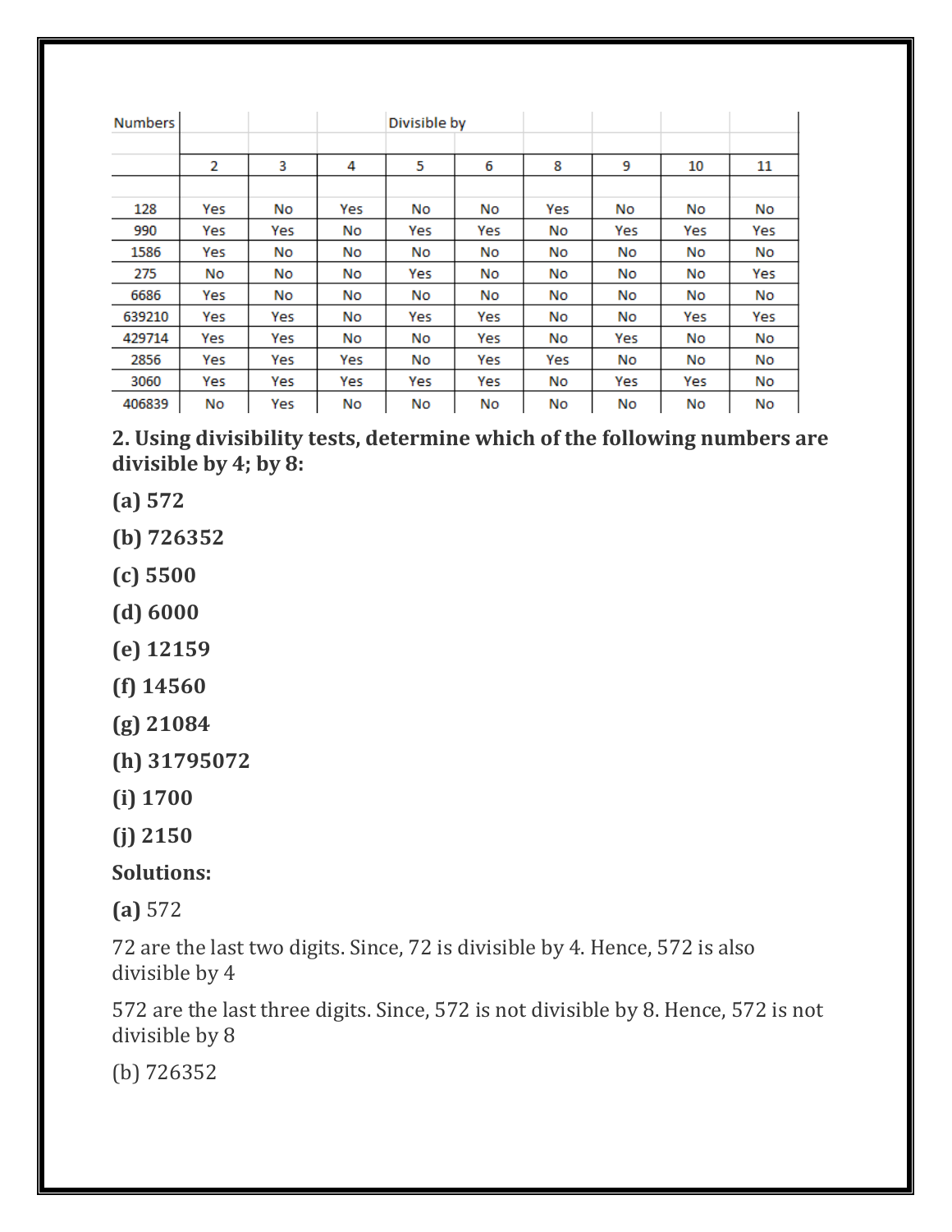| Numbers | | | | Divisible by | | | | | |
|---|---|---|---|---|---|---|---|---|---|
| | 2 | 3 | 4 | 5 | 6 | 8 | 9 | 10 | 11 |
| 128 | Yes | No | Yes | No | No | Yes | No | No | No |
| 990 | Yes | Yes | No | Yes | Yes | No | Yes | Yes | Yes |
| 1586 | Yes | No | No | No | No | No | No | No | No |
| 275 | No | No | No | Yes | No | No | No | No | Yes |
| 6686 | Yes | No | No | No | No | No | No | No | No |
| 639210 | Yes | Yes | No | Yes | Yes | No | No | Yes | Yes |
| 429714 | Yes | Yes | No | No | Yes | No | Yes | No | No |
| 2856 | Yes | Yes | Yes | No | Yes | Yes | No | No | No |
| 3060 | Yes | Yes | Yes | Yes | Yes | No | Yes | Yes | No |
| 406839 | No | Yes | No | No | No | No | No | No | No |

**2. Using divisibility tests, determine which of the following numbers are divisible by 4; by 8:**

**(a) 572**

**(b) 726352**

**(c) 5500**

**(d) 6000**

**(e) 12159**

**(f) 14560**

**(g) 21084**

**(h) 31795072**

**(i) 1700**

**(j) 2150**

**Solutions:**

**(a)** 572

72 are the last two digits. Since, 72 is divisible by 4. Hence, 572 is also divisible by 4

572 are the last three digits. Since, 572 is not divisible by 8. Hence, 572 is not divisible by 8

(b) 726352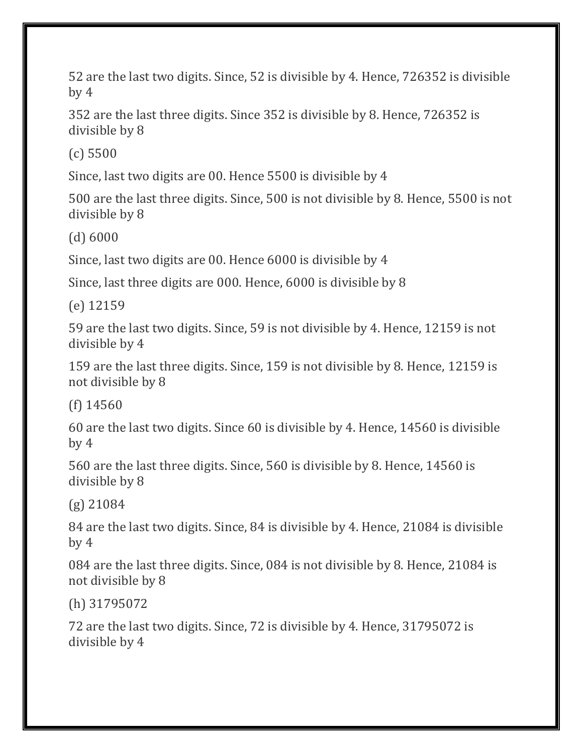52 are the last two digits. Since, 52 is divisible by 4. Hence, 726352 is divisible by 4

352 are the last three digits. Since 352 is divisible by 8. Hence, 726352 is divisible by 8

(c) 5500

Since, last two digits are 00. Hence 5500 is divisible by 4

500 are the last three digits. Since, 500 is not divisible by 8. Hence, 5500 is not divisible by 8

(d) 6000

Since, last two digits are 00. Hence 6000 is divisible by 4

Since, last three digits are 000. Hence, 6000 is divisible by 8

(e) 12159

59 are the last two digits. Since, 59 is not divisible by 4. Hence, 12159 is not divisible by 4

159 are the last three digits. Since, 159 is not divisible by 8. Hence, 12159 is not divisible by 8

(f) 14560

60 are the last two digits. Since 60 is divisible by 4. Hence, 14560 is divisible by 4

560 are the last three digits. Since, 560 is divisible by 8. Hence, 14560 is divisible by 8

(g) 21084

84 are the last two digits. Since, 84 is divisible by 4. Hence, 21084 is divisible by 4

084 are the last three digits. Since, 084 is not divisible by 8. Hence, 21084 is not divisible by 8

(h) 31795072

72 are the last two digits. Since, 72 is divisible by 4. Hence, 31795072 is divisible by 4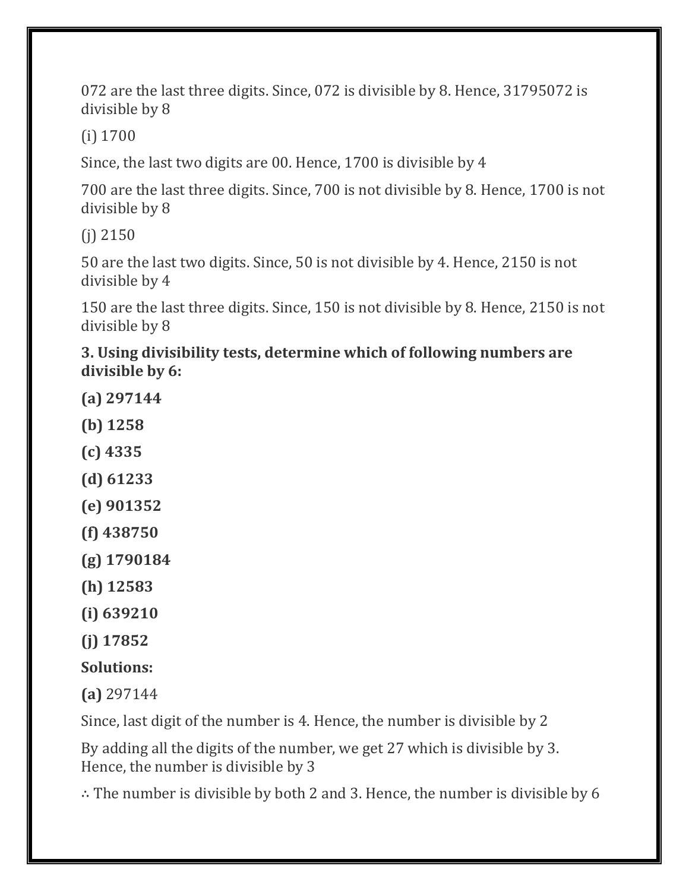072 are the last three digits. Since, 072 is divisible by 8. Hence, 31795072 is divisible by 8

(i) 1700

Since, the last two digits are 00. Hence, 1700 is divisible by 4

700 are the last three digits. Since, 700 is not divisible by 8. Hence, 1700 is not divisible by 8

(j) 2150

50 are the last two digits. Since, 50 is not divisible by 4. Hence, 2150 is not divisible by 4

150 are the last three digits. Since, 150 is not divisible by 8. Hence, 2150 is not divisible by 8

**3. Using divisibility tests, determine which of following numbers are divisible by 6:**

**(a) 297144**

**(b) 1258**

**(c) 4335**

**(d) 61233**

**(e) 901352**

**(f) 438750**

**(g) 1790184**

**(h) 12583**

**(i) 639210**

**(j) 17852**

**Solutions:**

**(a)** 297144

Since, last digit of the number is 4. Hence, the number is divisible by 2

By adding all the digits of the number, we get 27 which is divisible by 3. Hence, the number is divisible by 3

∴ The number is divisible by both 2 and 3. Hence, the number is divisible by 6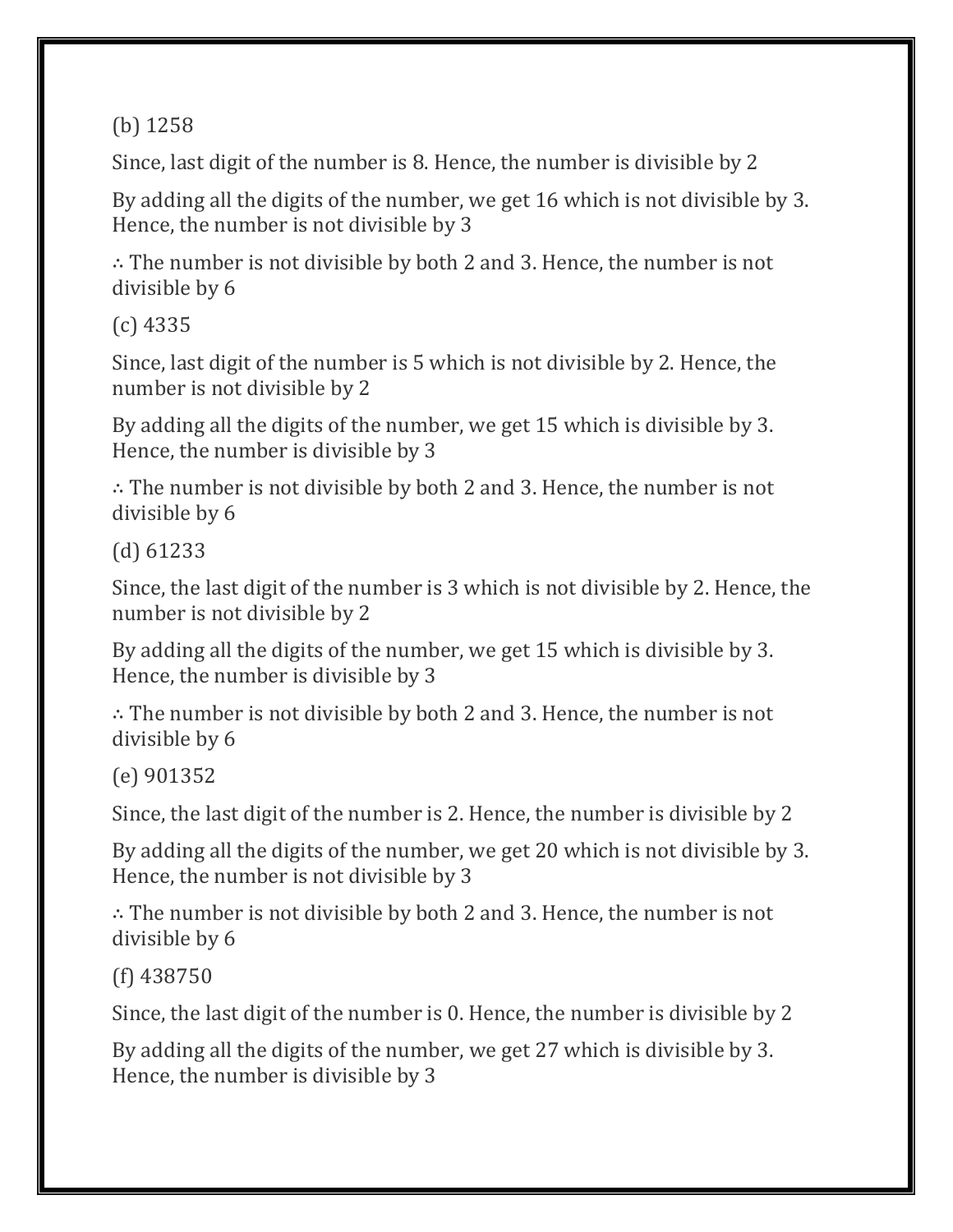(b) 1258

Since, last digit of the number is 8. Hence, the number is divisible by 2

By adding all the digits of the number, we get 16 which is not divisible by 3. Hence, the number is not divisible by 3

∴ The number is not divisible by both 2 and 3. Hence, the number is not divisible by 6

(c) 4335

Since, last digit of the number is 5 which is not divisible by 2. Hence, the number is not divisible by 2

By adding all the digits of the number, we get 15 which is divisible by 3. Hence, the number is divisible by 3

∴ The number is not divisible by both 2 and 3. Hence, the number is not divisible by 6

(d) 61233

Since, the last digit of the number is 3 which is not divisible by 2. Hence, the number is not divisible by 2

By adding all the digits of the number, we get 15 which is divisible by 3. Hence, the number is divisible by 3

∴ The number is not divisible by both 2 and 3. Hence, the number is not divisible by 6

(e) 901352

Since, the last digit of the number is 2. Hence, the number is divisible by 2

By adding all the digits of the number, we get 20 which is not divisible by 3. Hence, the number is not divisible by 3

∴ The number is not divisible by both 2 and 3. Hence, the number is not divisible by 6

(f) 438750

Since, the last digit of the number is 0. Hence, the number is divisible by 2

By adding all the digits of the number, we get 27 which is divisible by 3. Hence, the number is divisible by 3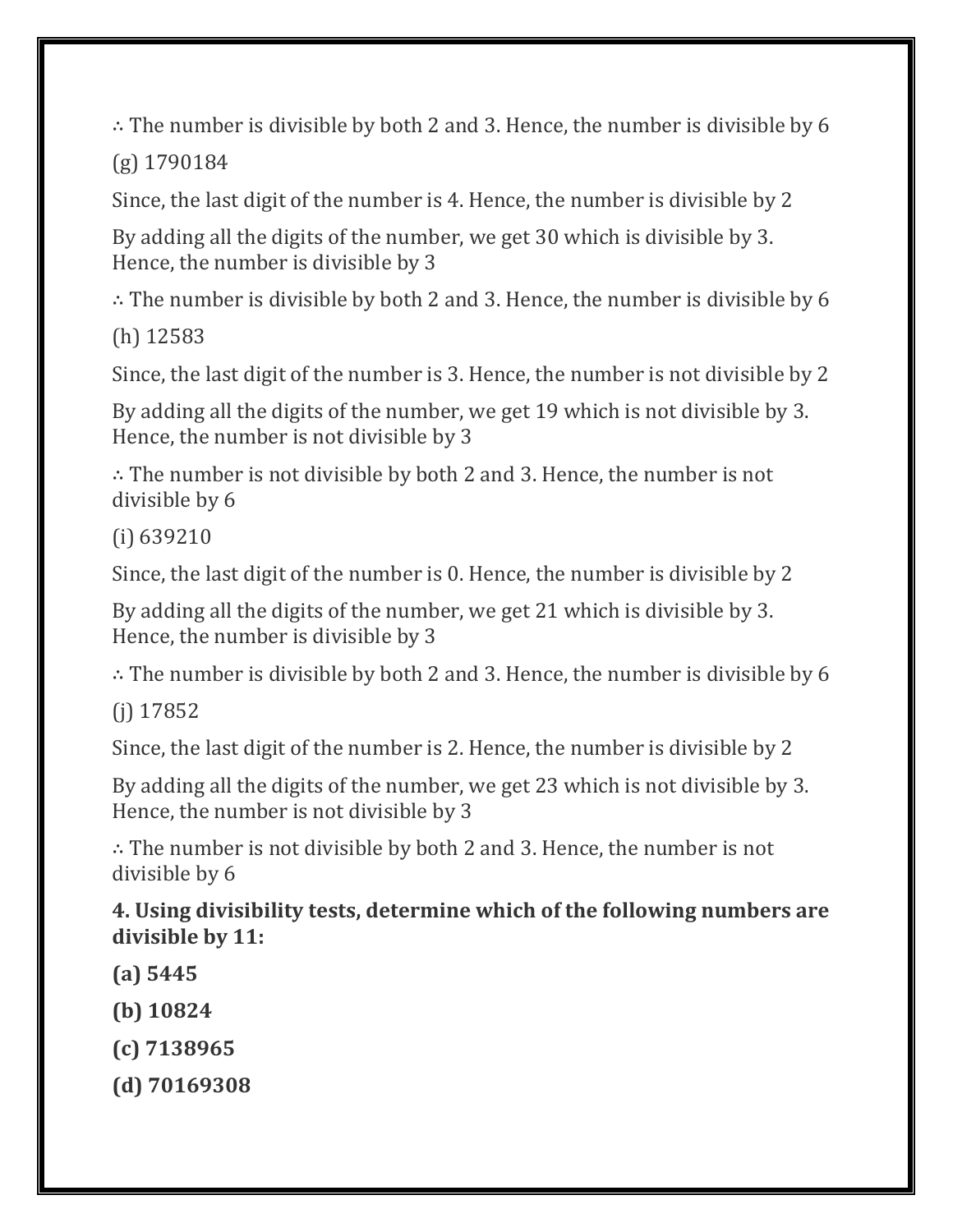∴ The number is divisible by both 2 and 3. Hence, the number is divisible by 6

(g) 1790184

Since, the last digit of the number is 4. Hence, the number is divisible by 2

By adding all the digits of the number, we get 30 which is divisible by 3. Hence, the number is divisible by 3

∴ The number is divisible by both 2 and 3. Hence, the number is divisible by 6

(h) 12583

Since, the last digit of the number is 3. Hence, the number is not divisible by 2

By adding all the digits of the number, we get 19 which is not divisible by 3. Hence, the number is not divisible by 3

∴ The number is not divisible by both 2 and 3. Hence, the number is not divisible by 6

(i) 639210

Since, the last digit of the number is 0. Hence, the number is divisible by 2

By adding all the digits of the number, we get 21 which is divisible by 3. Hence, the number is divisible by 3

∴ The number is divisible by both 2 and 3. Hence, the number is divisible by 6

(j) 17852

Since, the last digit of the number is 2. Hence, the number is divisible by 2

By adding all the digits of the number, we get 23 which is not divisible by 3. Hence, the number is not divisible by 3

∴ The number is not divisible by both 2 and 3. Hence, the number is not divisible by 6

**4. Using divisibility tests, determine which of the following numbers are divisible by 11:**

**(a) 5445**

**(b) 10824**

**(c) 7138965**

**(d) 70169308**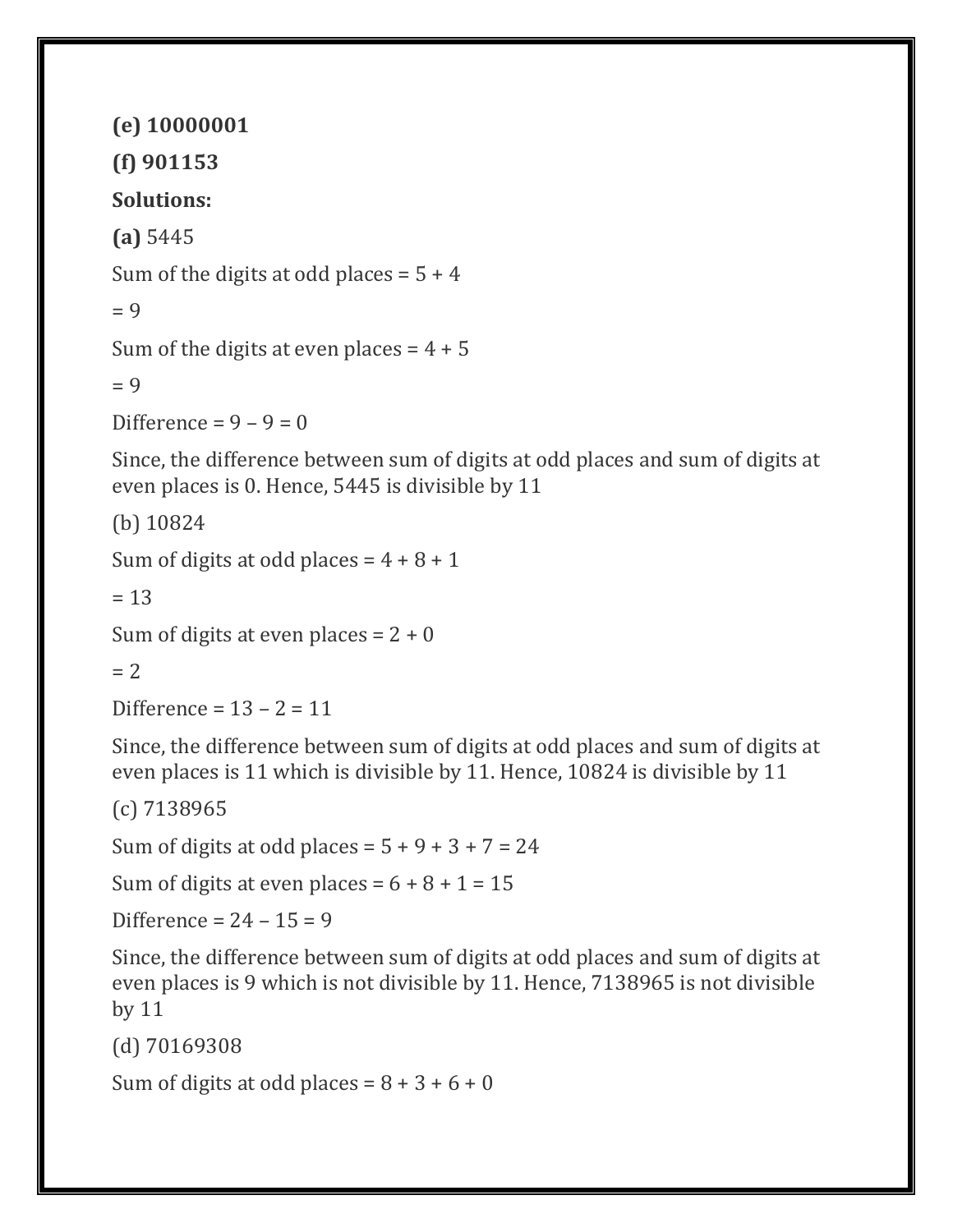**(e) 10000001**

**(f) 901153**

**Solutions:**

**(a)** 5445

Sum of the digits at odd places = 5 + 4

= 9

Sum of the digits at even places = 4 + 5

= 9

Difference = 9 – 9 = 0

Since, the difference between sum of digits at odd places and sum of digits at even places is 0. Hence, 5445 is divisible by 11

(b) 10824

Sum of digits at odd places = 4 + 8 + 1

= 13

Sum of digits at even places = 2 + 0

= 2

Difference = 13 – 2 = 11

Since, the difference between sum of digits at odd places and sum of digits at even places is 11 which is divisible by 11. Hence, 10824 is divisible by 11

(c) 7138965

Sum of digits at odd places = 5 + 9 + 3 + 7 = 24

Sum of digits at even places = 6 + 8 + 1 = 15

Difference = 24 – 15 = 9

Since, the difference between sum of digits at odd places and sum of digits at even places is 9 which is not divisible by 11. Hence, 7138965 is not divisible by 11

(d) 70169308

Sum of digits at odd places = 8 + 3 + 6 + 0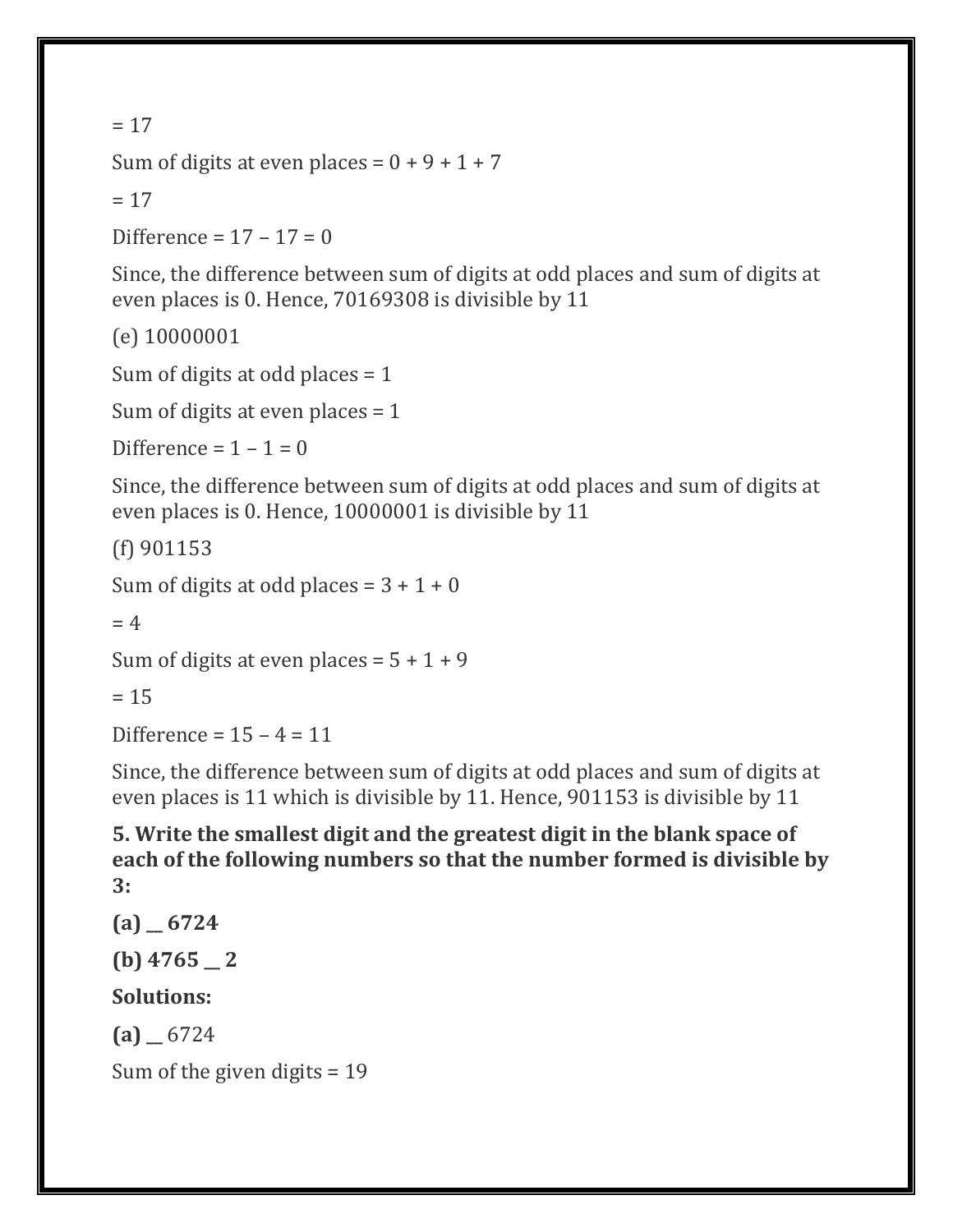= 17

Sum of digits at even places = 0 + 9 + 1 + 7

= 17

Difference = 17 – 17 = 0

Since, the difference between sum of digits at odd places and sum of digits at even places is 0. Hence, 70169308 is divisible by 11

(e) 10000001

Sum of digits at odd places = 1

Sum of digits at even places = 1

Difference = 1 – 1 = 0

Since, the difference between sum of digits at odd places and sum of digits at even places is 0. Hence, 10000001 is divisible by 11

(f) 901153

Sum of digits at odd places = 3 + 1 + 0

= 4

Sum of digits at even places = 5 + 1 + 9

= 15

Difference = 15 – 4 = 11

Since, the difference between sum of digits at odd places and sum of digits at even places is 11 which is divisible by 11. Hence, 901153 is divisible by 11

**5. Write the smallest digit and the greatest digit in the blank space of each of the following numbers so that the number formed is divisible by 3:**

**(a) __ 6724**

**(b) 4765 __ 2**

**Solutions:**

**(a) __** 6724

Sum of the given digits = 19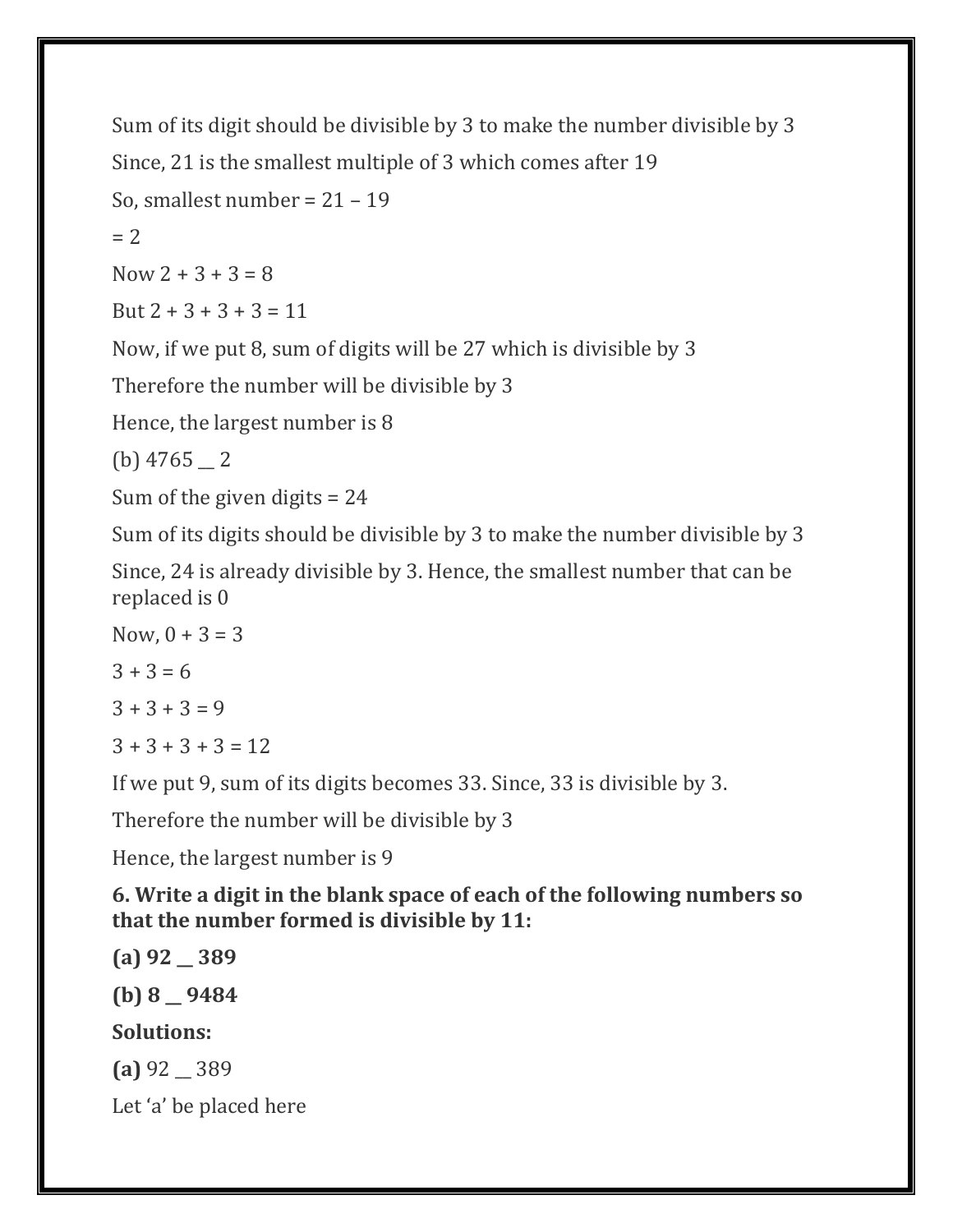Sum of its digit should be divisible by 3 to make the number divisible by 3

Since, 21 is the smallest multiple of 3 which comes after 19

So, smallest number = 21 – 19

= 2

Now 2 + 3 + 3 = 8

But 2 + 3 + 3 + 3 = 11

Now, if we put 8, sum of digits will be 27 which is divisible by 3

Therefore the number will be divisible by 3

Hence, the largest number is 8

(b) 4765 __ 2

Sum of the given digits = 24

Sum of its digits should be divisible by 3 to make the number divisible by 3

Since, 24 is already divisible by 3. Hence, the smallest number that can be replaced is 0

Now, 0 + 3 = 3

3 + 3 = 6

3 + 3 + 3 = 9

3 + 3 + 3 + 3 = 12

If we put 9, sum of its digits becomes 33. Since, 33 is divisible by 3.

Therefore the number will be divisible by 3

Hence, the largest number is 9

**6. Write a digit in the blank space of each of the following numbers so that the number formed is divisible by 11:**

**(a) 92 __ 389**

**(b) 8 __ 9484**

**Solutions:**

**(a)** 92 __ 389

Let 'a' be placed here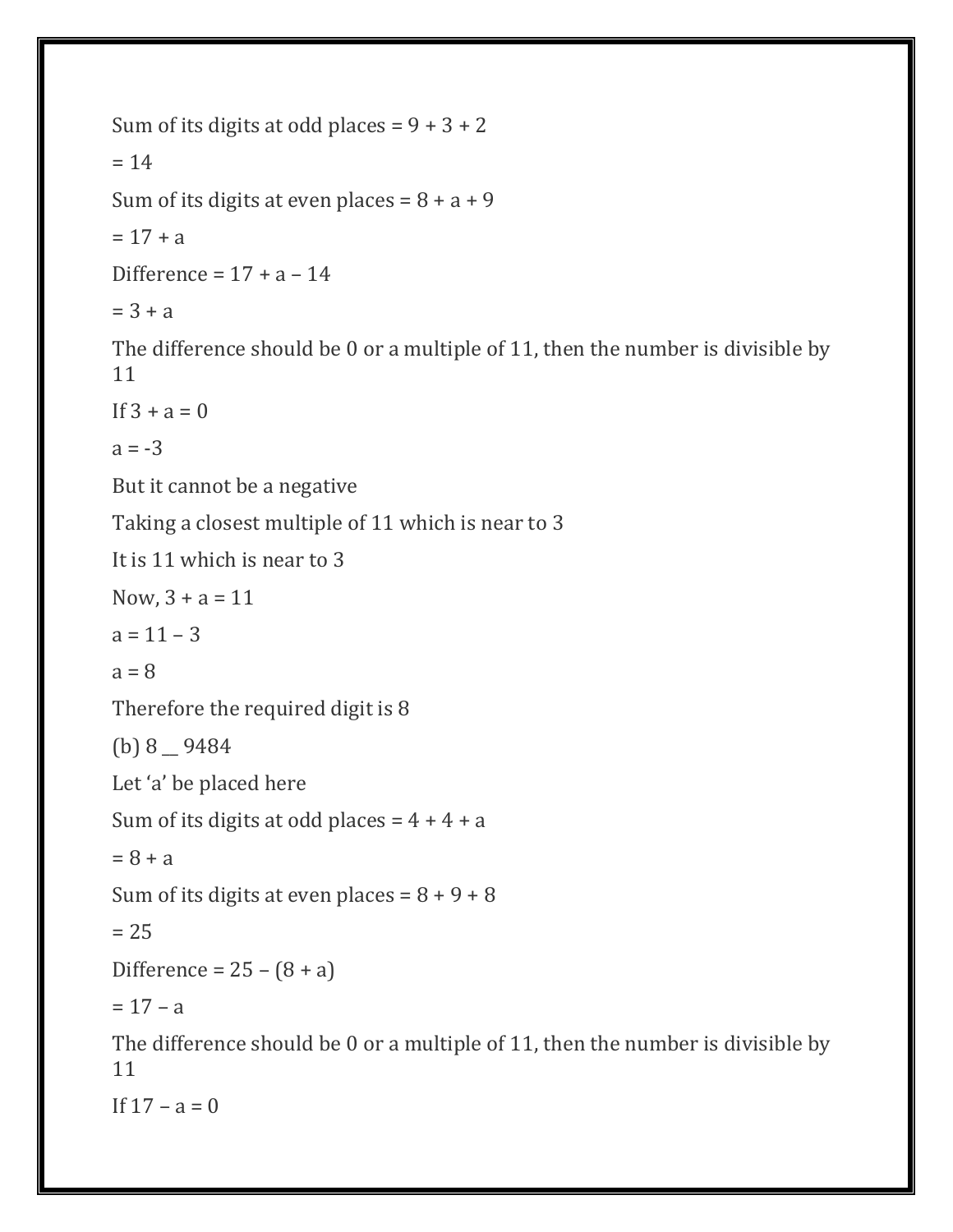Sum of its digits at odd places = $9 + 3 + 2$

$= 14$

Sum of its digits at even places = $8 + a + 9$

$= 17 + a$

Difference = $17 + a – 14$

$= 3 + a$

The difference should be 0 or a multiple of 11, then the number is divisible by 11

If $3 + a = 0$

$a = -3$

But it cannot be a negative

Taking a closest multiple of 11 which is near to 3

It is 11 which is near to 3

Now, $3 + a = 11$

$a = 11 – 3$

$a = 8$

Therefore the required digit is 8

(b) 8 __ 9484

Let 'a' be placed here

Sum of its digits at odd places = $4 + 4 + a$

$= 8 + a$

Sum of its digits at even places = $8 + 9 + 8$

$= 25$

Difference = $25 – (8 + a)$

$= 17 – a$

The difference should be 0 or a multiple of 11, then the number is divisible by 11

If $17 – a = 0$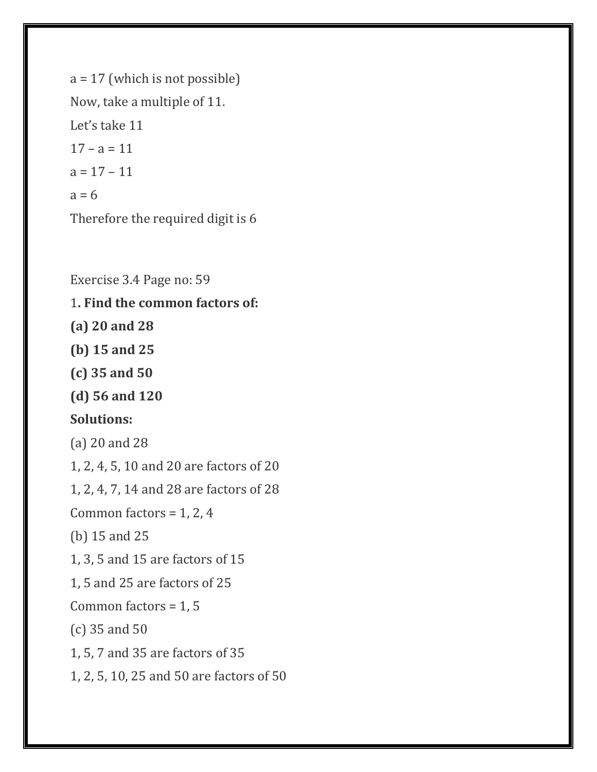a = 17 (which is not possible)

Now, take a multiple of 11.

Let's take 11

17 – a = 11

a = 17 – 11

a = 6

Therefore the required digit is 6

Exercise 3.4 Page no: 59

1**. Find the common factors of:**

**(a) 20 and 28**

**(b) 15 and 25**

**(c) 35 and 50**

**(d) 56 and 120**

**Solutions:**

(a) 20 and 28

1, 2, 4, 5, 10 and 20 are factors of 20

1, 2, 4, 7, 14 and 28 are factors of 28

Common factors = 1, 2, 4

(b) 15 and 25

1, 3, 5 and 15 are factors of 15

1, 5 and 25 are factors of 25

Common factors = 1, 5

(c) 35 and 50

1, 5, 7 and 35 are factors of 35

1, 2, 5, 10, 25 and 50 are factors of 50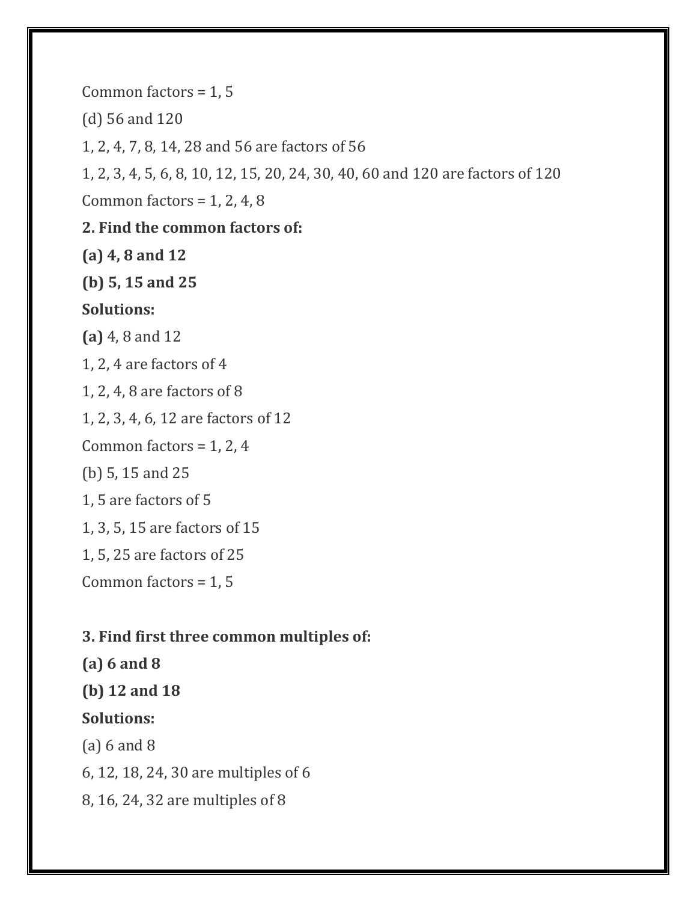Common factors = 1, 5

(d) 56 and 120

1, 2, 4, 7, 8, 14, 28 and 56 are factors of 56

1, 2, 3, 4, 5, 6, 8, 10, 12, 15, 20, 24, 30, 40, 60 and 120 are factors of 120

Common factors = 1, 2, 4, 8

**2. Find the common factors of:**

**(a) 4, 8 and 12**

**(b) 5, 15 and 25**

**Solutions:**

**(a)** 4, 8 and 12

1, 2, 4 are factors of 4

1, 2, 4, 8 are factors of 8

1, 2, 3, 4, 6, 12 are factors of 12

Common factors = 1, 2, 4

(b) 5, 15 and 25

1, 5 are factors of 5

1, 3, 5, 15 are factors of 15

1, 5, 25 are factors of 25

Common factors = 1, 5

**3. Find first three common multiples of:**

**(a) 6 and 8**

**(b) 12 and 18**

**Solutions:**

(a) 6 and 8

6, 12, 18, 24, 30 are multiples of 6

8, 16, 24, 32 are multiples of 8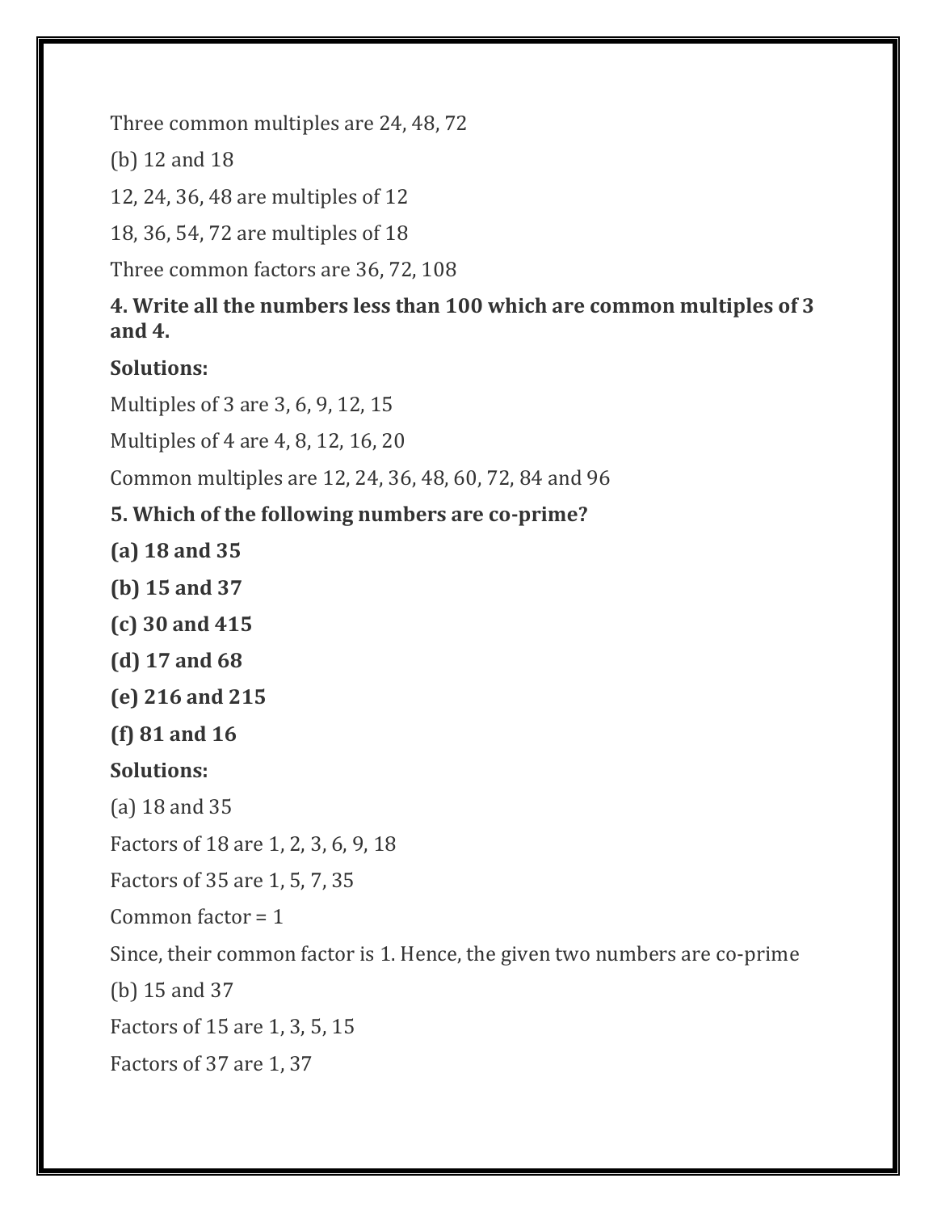Three common multiples are 24, 48, 72

(b) 12 and 18

12, 24, 36, 48 are multiples of 12

18, 36, 54, 72 are multiples of 18

Three common factors are 36, 72, 108

**4. Write all the numbers less than 100 which are common multiples of 3 and 4.**

**Solutions:**

Multiples of 3 are 3, 6, 9, 12, 15

Multiples of 4 are 4, 8, 12, 16, 20

Common multiples are 12, 24, 36, 48, 60, 72, 84 and 96

**5. Which of the following numbers are co-prime?**

**(a) 18 and 35**

**(b) 15 and 37**

**(c) 30 and 415**

**(d) 17 and 68**

**(e) 216 and 215**

**(f) 81 and 16**

**Solutions:**

(a) 18 and 35

Factors of 18 are 1, 2, 3, 6, 9, 18

Factors of 35 are 1, 5, 7, 35

Common factor = 1

Since, their common factor is 1. Hence, the given two numbers are co-prime

(b) 15 and 37

Factors of 15 are 1, 3, 5, 15

Factors of 37 are 1, 37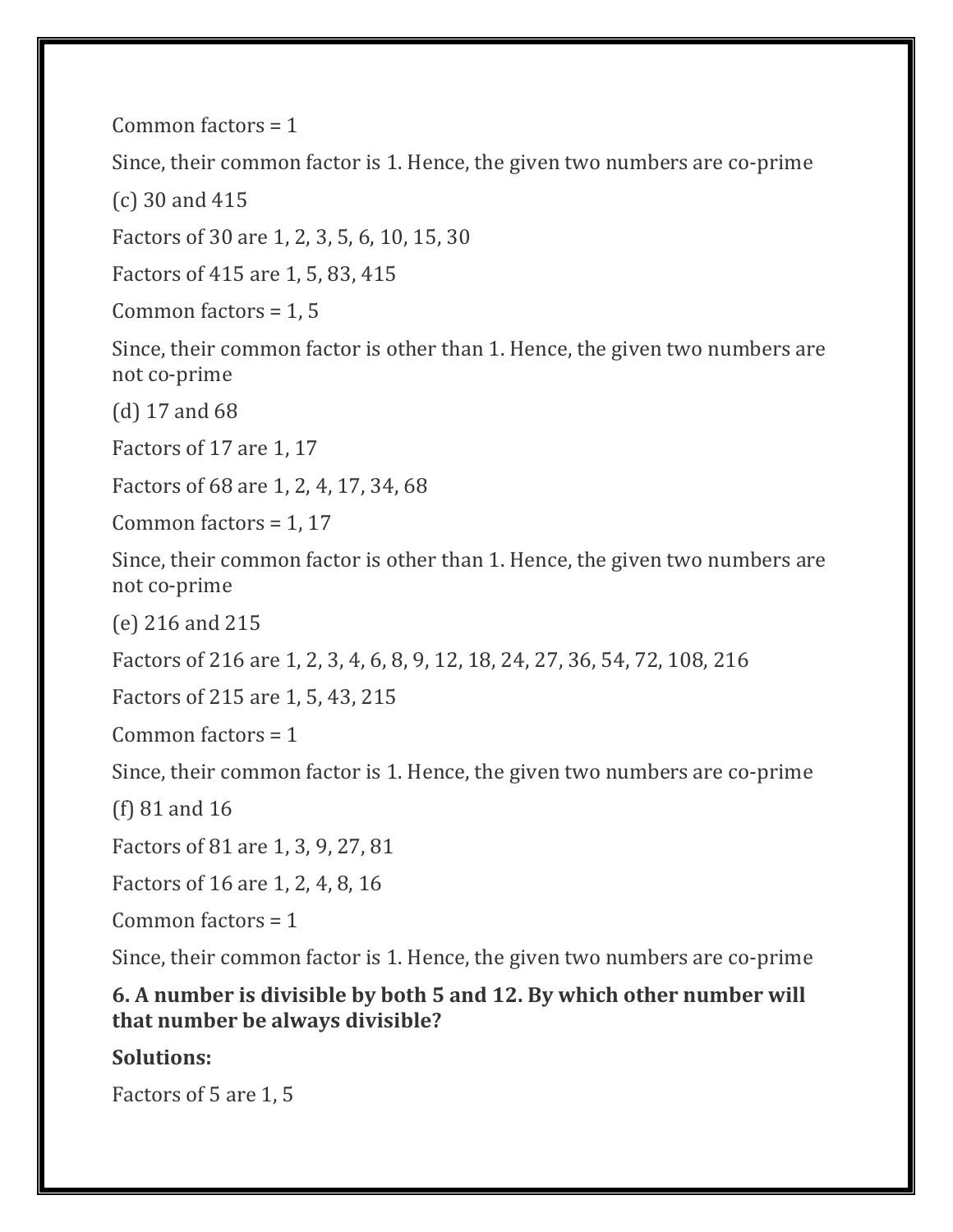Common factors = 1

Since, their common factor is 1. Hence, the given two numbers are co-prime

(c) 30 and 415

Factors of 30 are 1, 2, 3, 5, 6, 10, 15, 30

Factors of 415 are 1, 5, 83, 415

Common factors = 1, 5

Since, their common factor is other than 1. Hence, the given two numbers are not co-prime

(d) 17 and 68

Factors of 17 are 1, 17

Factors of 68 are 1, 2, 4, 17, 34, 68

Common factors = 1, 17

Since, their common factor is other than 1. Hence, the given two numbers are not co-prime

(e) 216 and 215

Factors of 216 are 1, 2, 3, 4, 6, 8, 9, 12, 18, 24, 27, 36, 54, 72, 108, 216

Factors of 215 are 1, 5, 43, 215

Common factors = 1

Since, their common factor is 1. Hence, the given two numbers are co-prime

(f) 81 and 16

Factors of 81 are 1, 3, 9, 27, 81

Factors of 16 are 1, 2, 4, 8, 16

Common factors = 1

Since, their common factor is 1. Hence, the given two numbers are co-prime

**6. A number is divisible by both 5 and 12. By which other number will that number be always divisible?**

**Solutions:**

Factors of 5 are 1, 5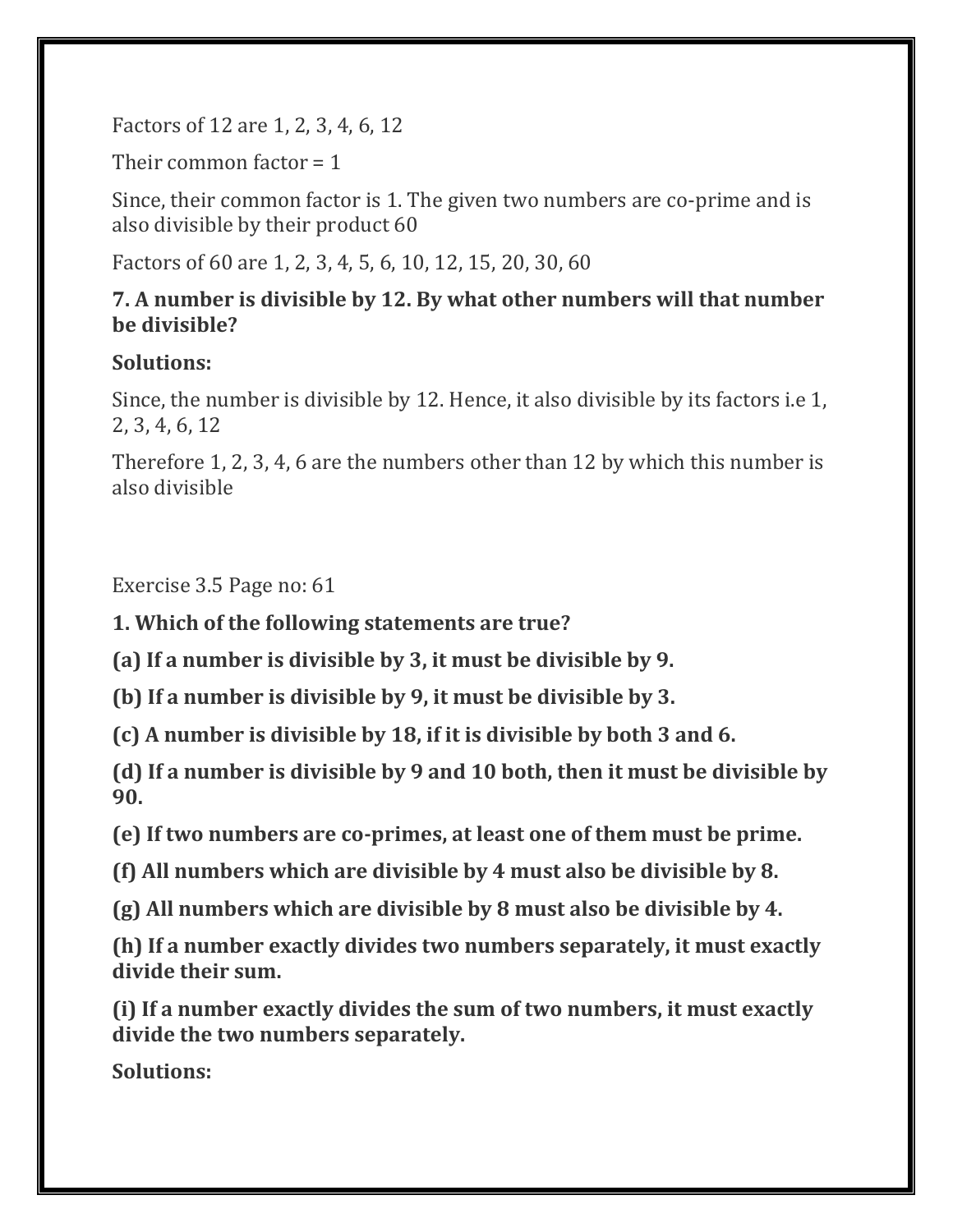Factors of 12 are 1, 2, 3, 4, 6, 12

Their common factor = 1

Since, their common factor is 1. The given two numbers are co-prime and is also divisible by their product 60

Factors of 60 are 1, 2, 3, 4, 5, 6, 10, 12, 15, 20, 30, 60

**7. A number is divisible by 12. By what other numbers will that number be divisible?**

**Solutions:**

Since, the number is divisible by 12. Hence, it also divisible by its factors i.e 1, 2, 3, 4, 6, 12

Therefore 1, 2, 3, 4, 6 are the numbers other than 12 by which this number is also divisible

Exercise 3.5 Page no: 61

**1. Which of the following statements are true?**

**(a) If a number is divisible by 3, it must be divisible by 9.**

**(b) If a number is divisible by 9, it must be divisible by 3.**

**(c) A number is divisible by 18, if it is divisible by both 3 and 6.**

**(d) If a number is divisible by 9 and 10 both, then it must be divisible by 90.**

**(e) If two numbers are co-primes, at least one of them must be prime.**

**(f) All numbers which are divisible by 4 must also be divisible by 8.**

**(g) All numbers which are divisible by 8 must also be divisible by 4.**

**(h) If a number exactly divides two numbers separately, it must exactly divide their sum.**

**(i) If a number exactly divides the sum of two numbers, it must exactly divide the two numbers separately.**

**Solutions:**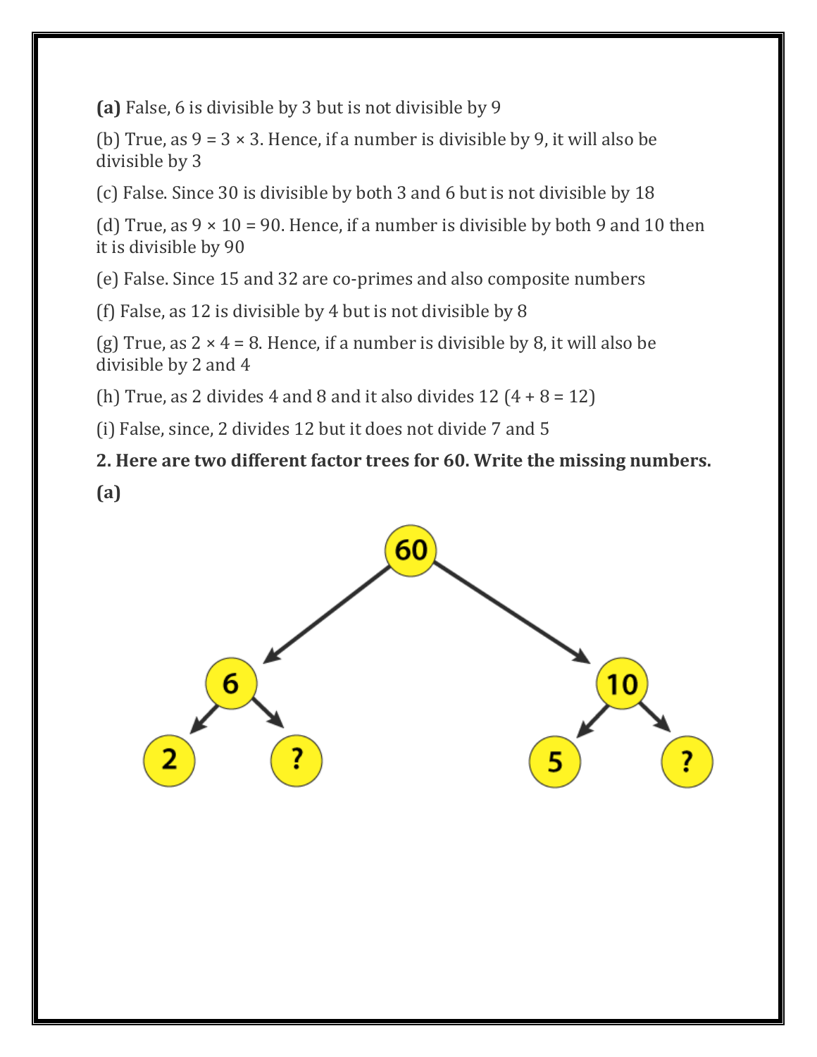**(a)** False, 6 is divisible by 3 but is not divisible by 9

(b) True, as $9 = 3 \times 3$. Hence, if a number is divisible by 9, it will also be divisible by 3

(c) False. Since 30 is divisible by both 3 and 6 but is not divisible by 18

(d) True, as $9 \times 10 = 90$. Hence, if a number is divisible by both 9 and 10 then it is divisible by 90

(e) False. Since 15 and 32 are co-primes and also composite numbers

(f) False, as 12 is divisible by 4 but is not divisible by 8

(g) True, as $2 \times 4 = 8$. Hence, if a number is divisible by 8, it will also be divisible by 2 and 4

(h) True, as 2 divides 4 and 8 and it also divides 12 ($4 + 8 = 12$)

(i) False, since, 2 divides 12 but it does not divide 7 and 5

**2. Here are two different factor trees for 60. Write the missing numbers.**

**(a)**

60 → 6, 10

6 → 2, ?

10 → 5, ?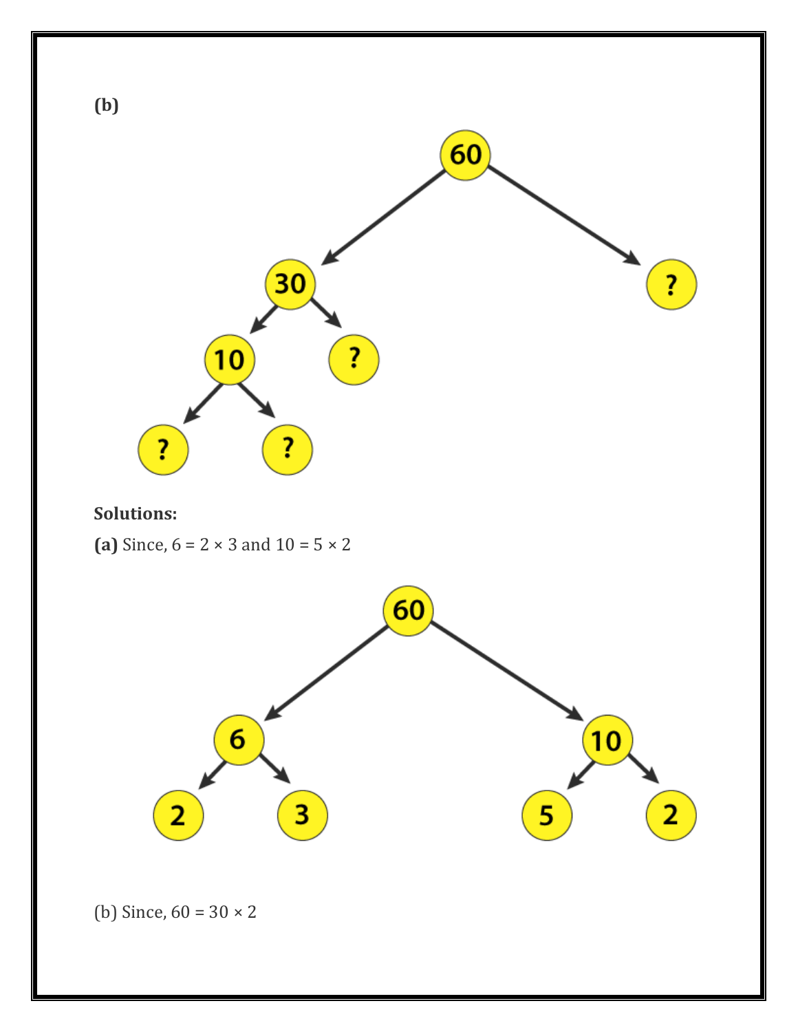**(b)**

60
30 ?
10 ?
? ?

**Solutions:**

**(a)** Since, 6 = 2 × 3 and 10 = 5 × 2

60
6 10
2 3 5 2

(b) Since, 60 = 30 × 2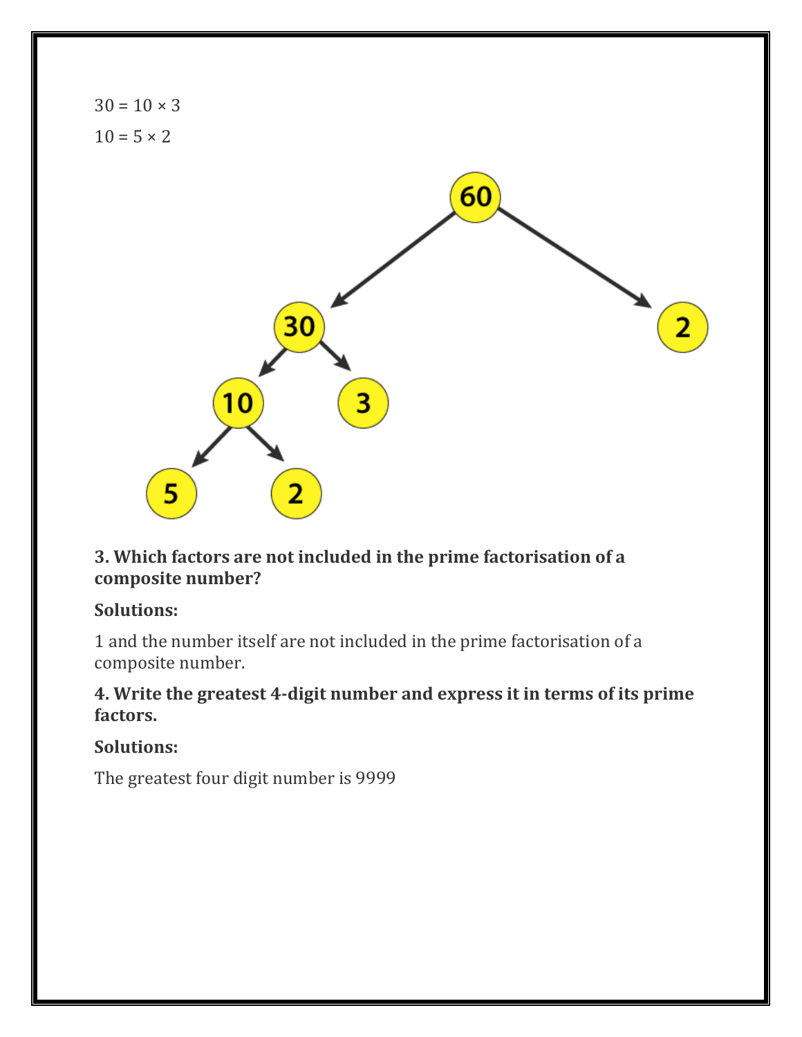30 = 10 × 3

10 = 5 × 2

**3. Which factors are not included in the prime factorisation of a composite number?**

**Solutions:**

1 and the number itself are not included in the prime factorisation of a composite number.

**4. Write the greatest 4-digit number and express it in terms of its prime factors.**

**Solutions:**

The greatest four digit number is 9999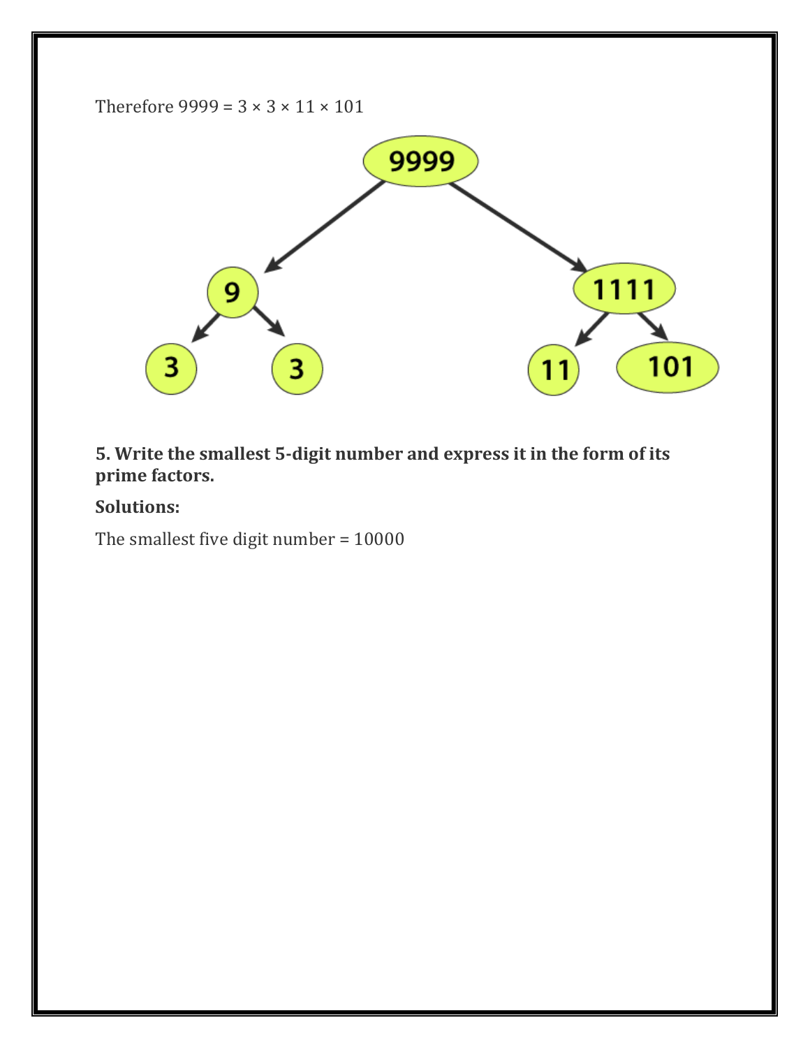Therefore 9999 = 3 × 3 × 11 × 101

**5. Write the smallest 5-digit number and express it in the form of its prime factors.**

**Solutions:**

The smallest five digit number = 10000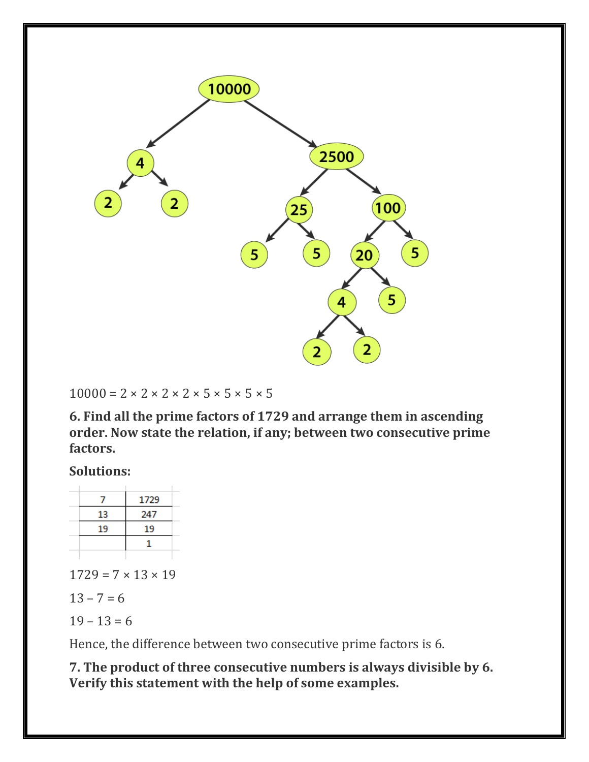$10000 = 2 \times 2 \times 2 \times 2 \times 5 \times 5 \times 5 \times 5$

**6. Find all the prime factors of 1729 and arrange them in ascending order. Now state the relation, if any; between two consecutive prime factors.**

**Solutions:**

| 7 | 1729 |
|---|---|
| 13 | 247 |
| 19 | 19 |
| | 1 |

$1729 = 7 \times 13 \times 19$

$13 - 7 = 6$

$19 - 13 = 6$

Hence, the difference between two consecutive prime factors is 6.

**7. The product of three consecutive numbers is always divisible by 6. Verify this statement with the help of some examples.**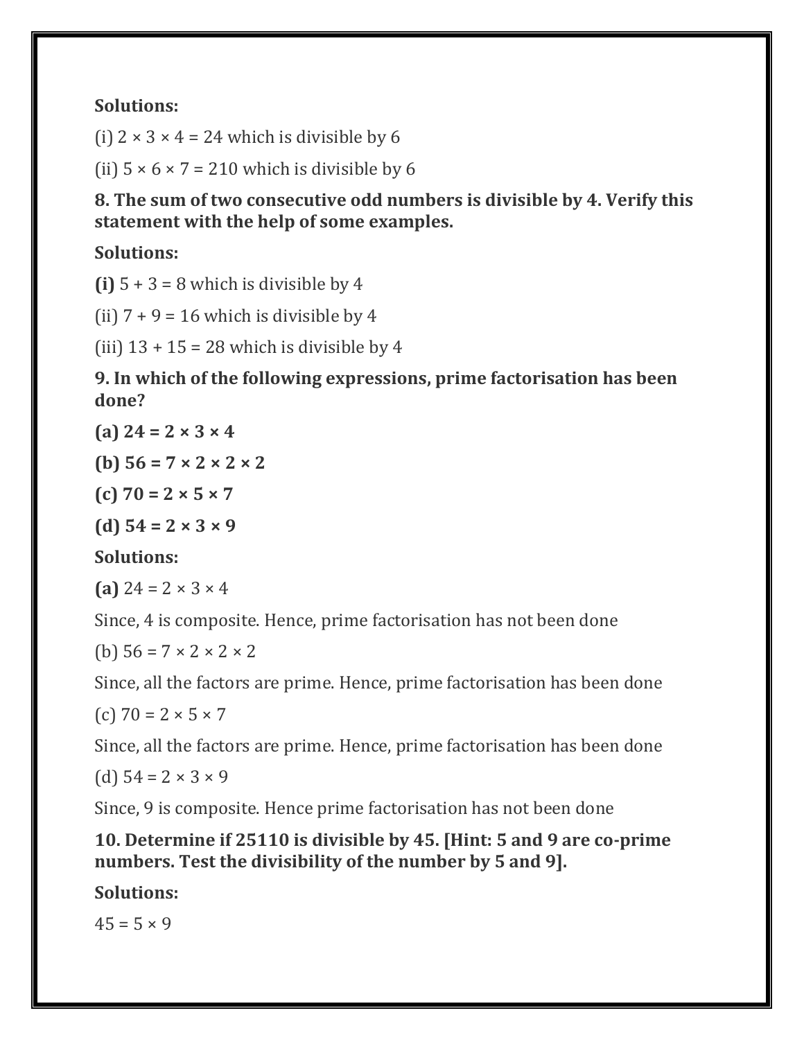**Solutions:**

(i) 2 × 3 × 4 = 24 which is divisible by 6

(ii) 5 × 6 × 7 = 210 which is divisible by 6

**8. The sum of two consecutive odd numbers is divisible by 4. Verify this statement with the help of some examples.**

**Solutions:**

**(i)** 5 + 3 = 8 which is divisible by 4

(ii) 7 + 9 = 16 which is divisible by 4

(iii) 13 + 15 = 28 which is divisible by 4

**9. In which of the following expressions, prime factorisation has been done?**

**(a) 24 = 2 × 3 × 4**

**(b) 56 = 7 × 2 × 2 × 2**

**(c) 70 = 2 × 5 × 7**

**(d) 54 = 2 × 3 × 9**

**Solutions:**

**(a)** 24 = 2 × 3 × 4

Since, 4 is composite. Hence, prime factorisation has not been done

(b) 56 = 7 × 2 × 2 × 2

Since, all the factors are prime. Hence, prime factorisation has been done

(c) 70 = 2 × 5 × 7

Since, all the factors are prime. Hence, prime factorisation has been done

(d) 54 = 2 × 3 × 9

Since, 9 is composite. Hence prime factorisation has not been done

**10. Determine if 25110 is divisible by 45. [Hint: 5 and 9 are co-prime numbers. Test the divisibility of the number by 5 and 9].**

**Solutions:**

45 = 5 × 9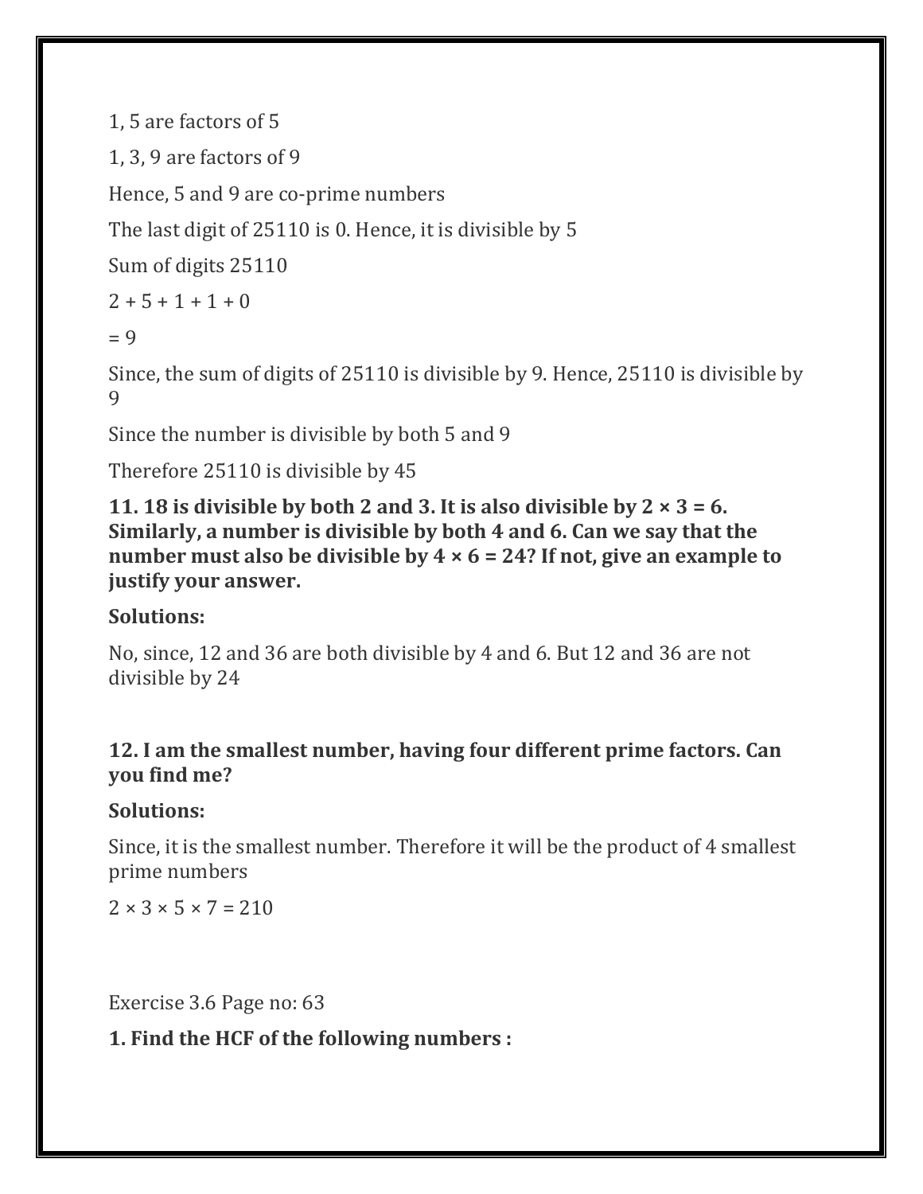1, 5 are factors of 5

1, 3, 9 are factors of 9

Hence, 5 and 9 are co-prime numbers

The last digit of 25110 is 0. Hence, it is divisible by 5

Sum of digits 25110

$2 + 5 + 1 + 1 + 0$

$= 9$

Since, the sum of digits of 25110 is divisible by 9. Hence, 25110 is divisible by 9

Since the number is divisible by both 5 and 9

Therefore 25110 is divisible by 45

**11. 18 is divisible by both 2 and 3. It is also divisible by $2 \times 3 = 6$. Similarly, a number is divisible by both 4 and 6. Can we say that the number must also be divisible by $4 \times 6 = 24$? If not, give an example to justify your answer.**

**Solutions:**

No, since, 12 and 36 are both divisible by 4 and 6. But 12 and 36 are not divisible by 24

**12. I am the smallest number, having four different prime factors. Can you find me?**

**Solutions:**

Since, it is the smallest number. Therefore it will be the product of 4 smallest prime numbers

$2 \times 3 \times 5 \times 7 = 210$

Exercise 3.6 Page no: 63

**1. Find the HCF of the following numbers :**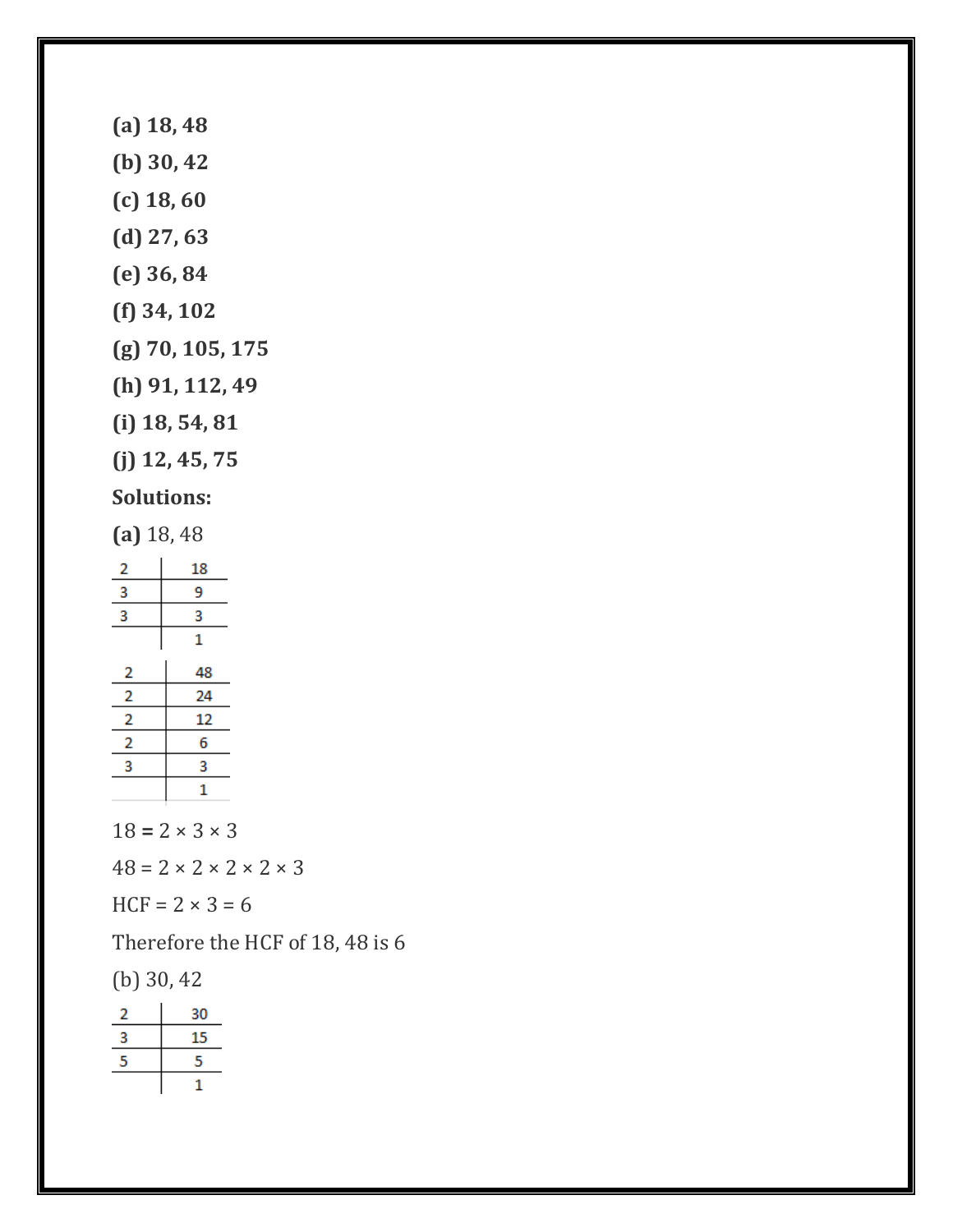**(a) 18, 48**

**(b) 30, 42**

**(c) 18, 60**

**(d) 27, 63**

**(e) 36, 84**

**(f) 34, 102**

**(g) 70, 105, 175**

**(h) 91, 112, 49**

**(i) 18, 54, 81**

**(j) 12, 45, 75**

**Solutions:**

**(a)** 18, 48

| 2 | 18 |
|---|---|
| 3 | 9 |
| 3 | 3 |
|  | 1 |

| 2 | 48 |
|---|---|
| 2 | 24 |
| 2 | 12 |
| 2 | 6 |
| 3 | 3 |
|  | 1 |

18 **=** 2 × 3 × 3

48 = 2 × 2 × 2 × 2 × 3

HCF = 2 × 3 = 6

Therefore the HCF of 18, 48 is 6

(b) 30, 42

| 2 | 30 |
|---|---|
| 3 | 15 |
| 5 | 5 |
|  | 1 |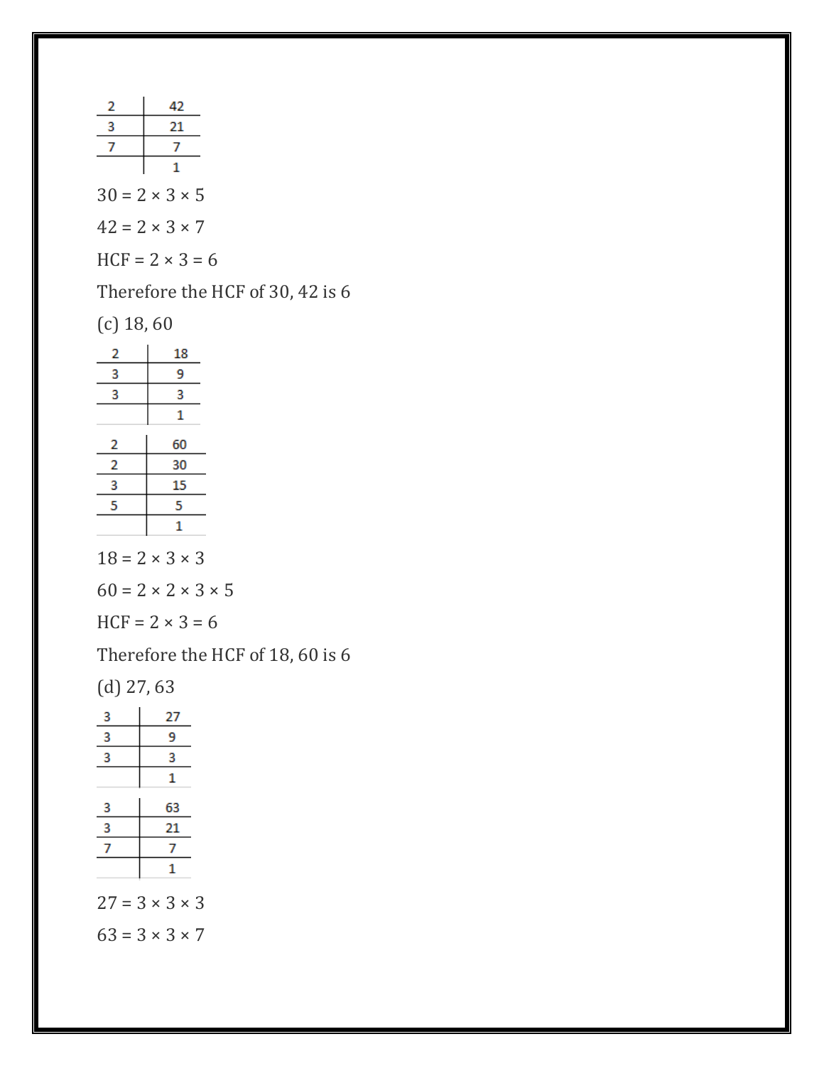| 2 | 42 |
|---|---|
| 3 | 21 |
| 7 | 7 |
| | 1 |

30 = 2 × 3 × 5

42 = 2 × 3 × 7

HCF = 2 × 3 = 6

Therefore the HCF of 30, 42 is 6

(c) 18, 60

| 2 | 18 |
|---|---|
| 3 | 9 |
| 3 | 3 |
| | 1 |

| 2 | 60 |
|---|---|
| 2 | 30 |
| 3 | 15 |
| 5 | 5 |
| | 1 |

18 = 2 × 3 × 3

60 = 2 × 2 × 3 × 5

HCF = 2 × 3 = 6

Therefore the HCF of 18, 60 is 6

(d) 27, 63

| 3 | 27 |
|---|---|
| 3 | 9 |
| 3 | 3 |
| | 1 |

| 3 | 63 |
|---|---|
| 3 | 21 |
| 7 | 7 |
| | 1 |

27 = 3 × 3 × 3

63 = 3 × 3 × 7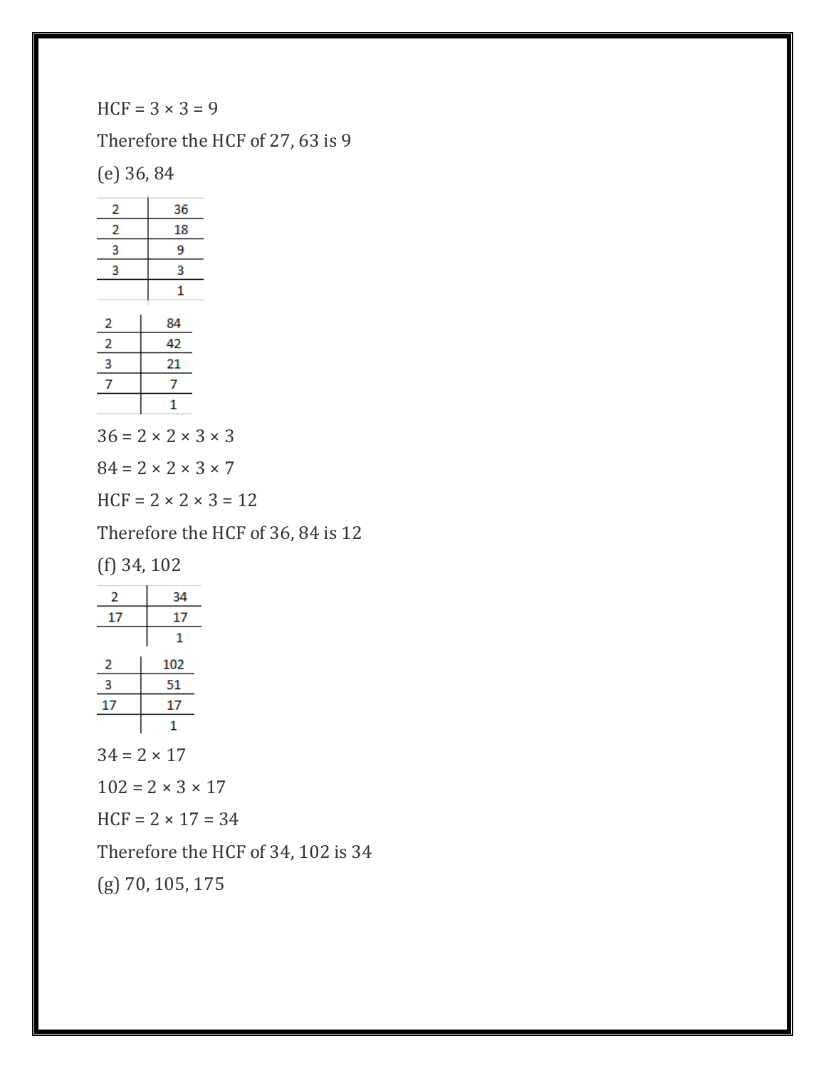HCF = 3 × 3 = 9

Therefore the HCF of 27, 63 is 9

(e) 36, 84

| 2 | 36 |
|---|---|
| 2 | 18 |
| 3 | 9 |
| 3 | 3 |
| | 1 |

| 2 | 84 |
|---|---|
| 2 | 42 |
| 3 | 21 |
| 7 | 7 |
| | 1 |

36 = 2 × 2 × 3 × 3

84 = 2 × 2 × 3 × 7

HCF = 2 × 2 × 3 = 12

Therefore the HCF of 36, 84 is 12

(f) 34, 102

| 2 | 34 |
|---|---|
| 17 | 17 |
| | 1 |

| 2 | 102 |
|---|---|
| 3 | 51 |
| 17 | 17 |
| | 1 |

34 = 2 × 17

102 = 2 × 3 × 17

HCF = 2 × 17 = 34

Therefore the HCF of 34, 102 is 34

(g) 70, 105, 175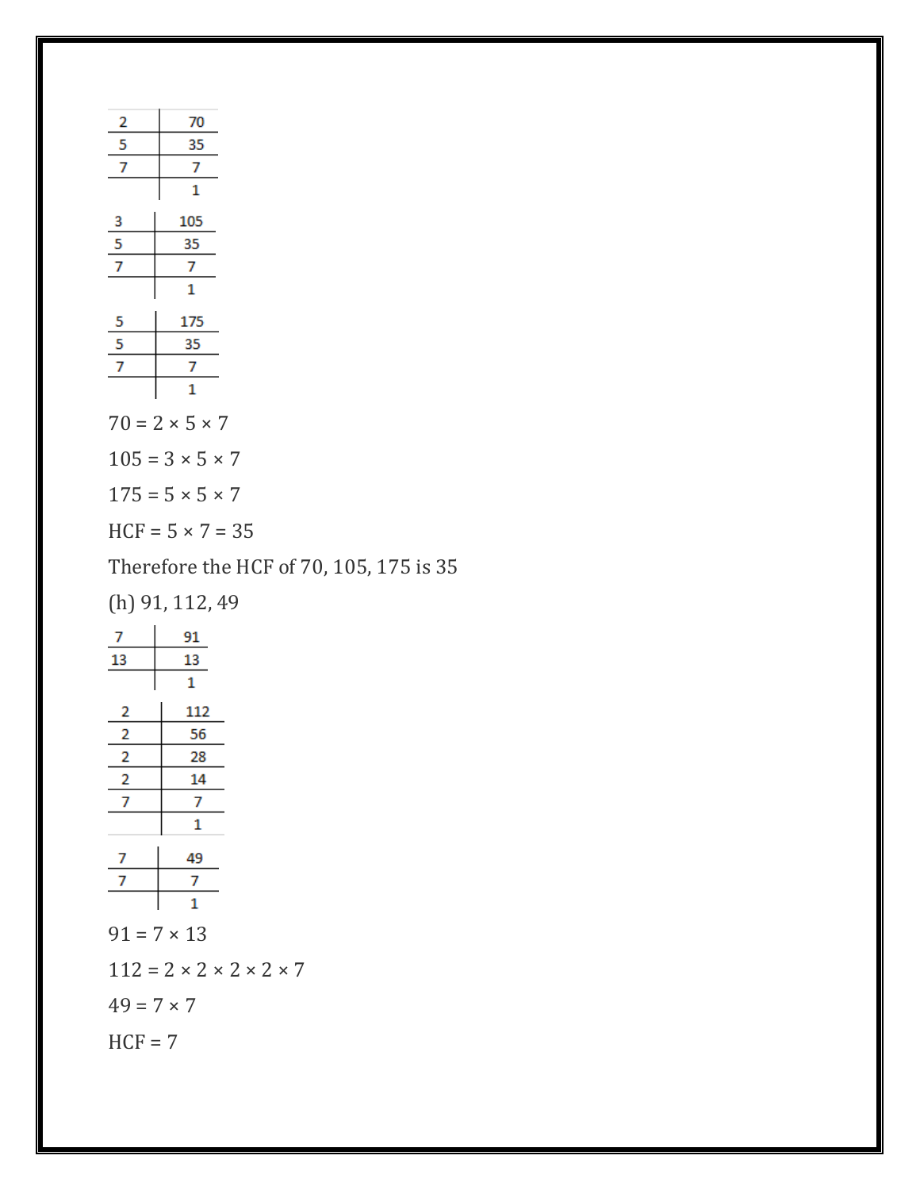| 2 | 70 |
|---|---|
| 5 | 35 |
| 7 | 7 |
| | 1 |

| 3 | 105 |
|---|---|
| 5 | 35 |
| 7 | 7 |
| | 1 |

| 5 | 175 |
|---|---|
| 5 | 35 |
| 7 | 7 |
| | 1 |

70 = 2 × 5 × 7

105 = 3 × 5 × 7

175 = 5 × 5 × 7

HCF = 5 × 7 = 35

Therefore the HCF of 70, 105, 175 is 35

(h) 91, 112, 49

| 7 | 91 |
|---|---|
| 13 | 13 |
| | 1 |

| 2 | 112 |
|---|---|
| 2 | 56 |
| 2 | 28 |
| 2 | 14 |
| 7 | 7 |
| | 1 |

| 7 | 49 |
|---|---|
| 7 | 7 |
| | 1 |

91 = 7 × 13

112 = 2 × 2 × 2 × 2 × 7

49 = 7 × 7

HCF = 7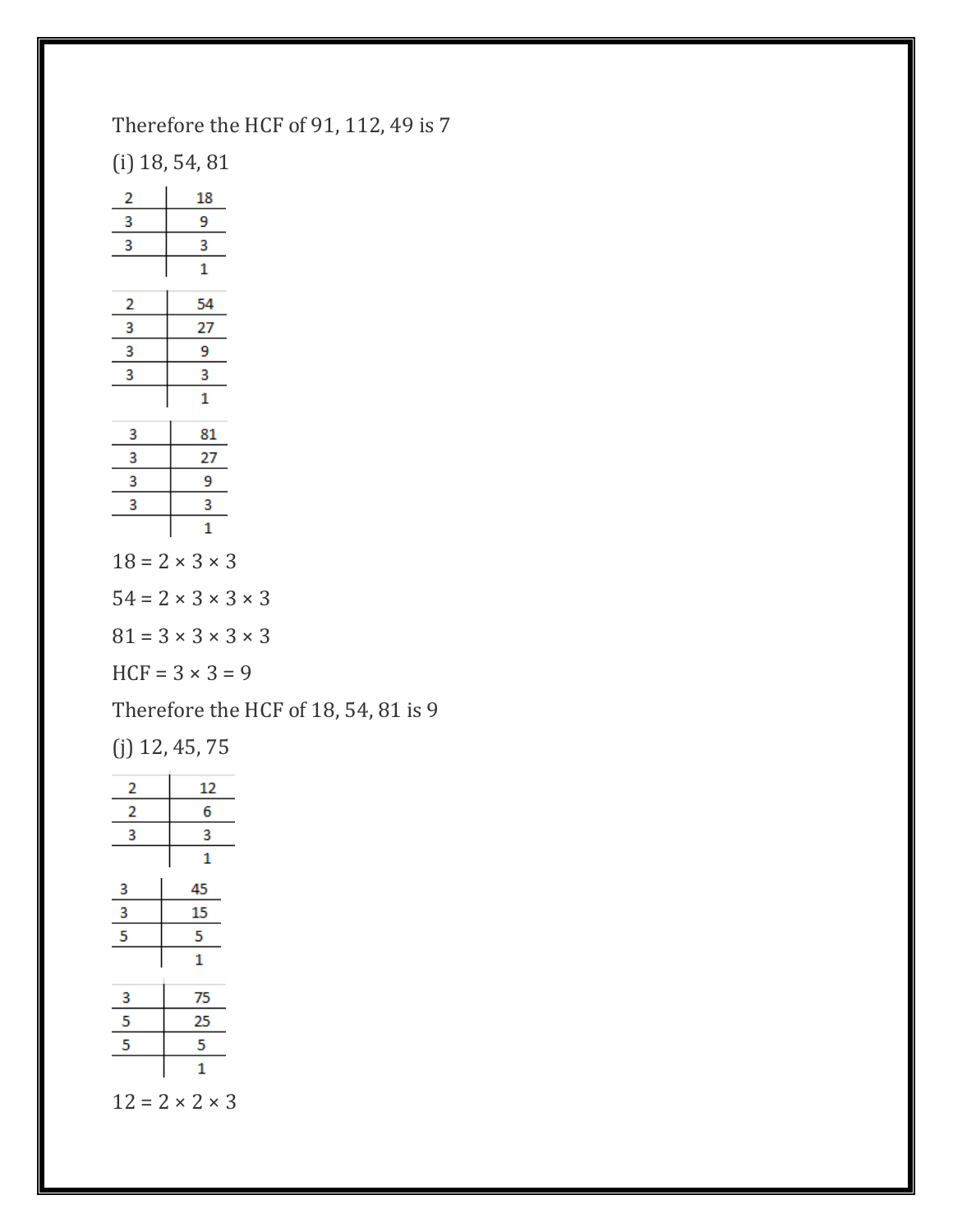Therefore the HCF of 91, 112, 49 is 7

(i) 18, 54, 81

| 2 | 18 |
|---|---|
| 3 | 9 |
| 3 | 3 |
|  | 1 |

| 2 | 54 |
|---|---|
| 3 | 27 |
| 3 | 9 |
| 3 | 3 |
|  | 1 |

| 3 | 81 |
|---|---|
| 3 | 27 |
| 3 | 9 |
| 3 | 3 |
|  | 1 |

$18 = 2 \times 3 \times 3$

$54 = 2 \times 3 \times 3 \times 3$

$81 = 3 \times 3 \times 3 \times 3$

HCF $= 3 \times 3 = 9$

Therefore the HCF of 18, 54, 81 is 9

(j) 12, 45, 75

| 2 | 12 |
|---|---|
| 2 | 6 |
| 3 | 3 |
|  | 1 |

| 3 | 45 |
|---|---|
| 3 | 15 |
| 5 | 5 |
|  | 1 |

| 3 | 75 |
|---|---|
| 5 | 25 |
| 5 | 5 |
|  | 1 |

$12 = 2 \times 2 \times 3$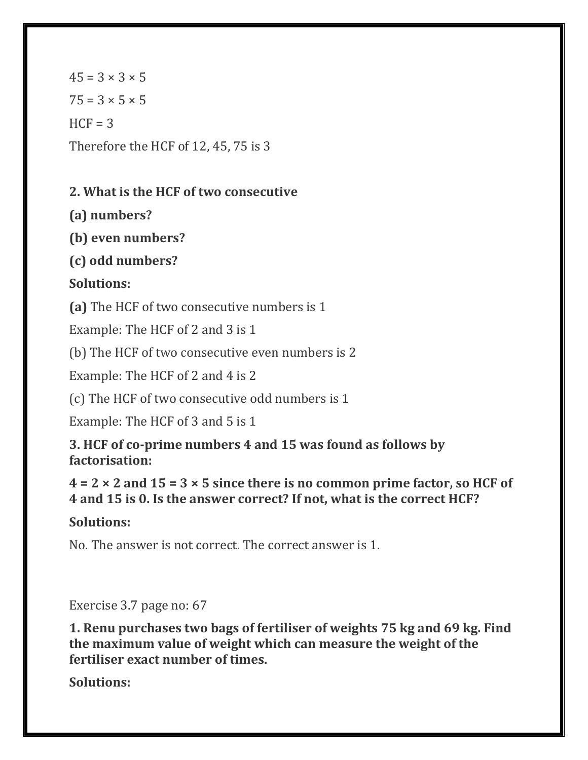$45 = 3 \times 3 \times 5$

$75 = 3 \times 5 \times 5$

HCF = 3

Therefore the HCF of 12, 45, 75 is 3

**2. What is the HCF of two consecutive**

**(a) numbers?**

**(b) even numbers?**

**(c) odd numbers?**

**Solutions:**

**(a)** The HCF of two consecutive numbers is 1

Example: The HCF of 2 and 3 is 1

(b) The HCF of two consecutive even numbers is 2

Example: The HCF of 2 and 4 is 2

(c) The HCF of two consecutive odd numbers is 1

Example: The HCF of 3 and 5 is 1

**3. HCF of co-prime numbers 4 and 15 was found as follows by factorisation:**

**$4 = 2 \times 2$ and $15 = 3 \times 5$ since there is no common prime factor, so HCF of 4 and 15 is 0. Is the answer correct? If not, what is the correct HCF?**

**Solutions:**

No. The answer is not correct. The correct answer is 1.

Exercise 3.7 page no: 67

**1. Renu purchases two bags of fertiliser of weights 75 kg and 69 kg. Find the maximum value of weight which can measure the weight of the fertiliser exact number of times.**

**Solutions:**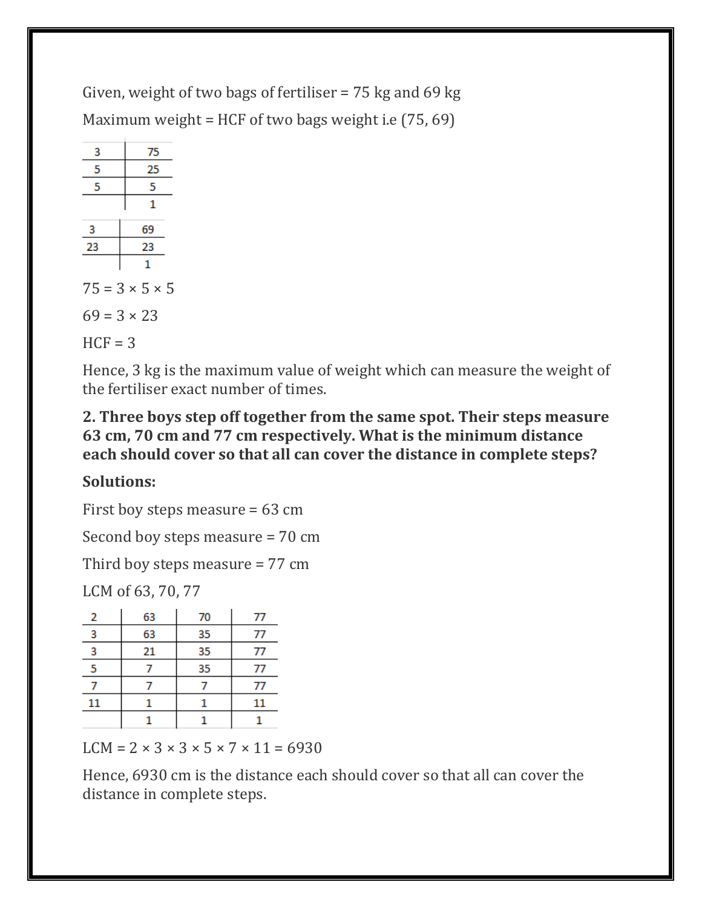Given, weight of two bags of fertiliser = 75 kg and 69 kg

Maximum weight = HCF of two bags weight i.e (75, 69)

| 3 | 75 |
|---|---|
| 5 | 25 |
| 5 | 5 |
| | 1 |

| 3 | 69 |
|---|---|
| 23 | 23 |
| | 1 |

$75 = 3 \times 5 \times 5$

$69 = 3 \times 23$

HCF = 3

Hence, 3 kg is the maximum value of weight which can measure the weight of the fertiliser exact number of times.

**2. Three boys step off together from the same spot. Their steps measure 63 cm, 70 cm and 77 cm respectively. What is the minimum distance each should cover so that all can cover the distance in complete steps?**

**Solutions:**

First boy steps measure = 63 cm

Second boy steps measure = 70 cm

Third boy steps measure = 77 cm

LCM of 63, 70, 77

| 2 | 63 | 70 | 77 |
|---|---|---|---|
| 3 | 63 | 35 | 77 |
| 3 | 21 | 35 | 77 |
| 5 | 7 | 35 | 77 |
| 7 | 7 | 7 | 77 |
| 11 | 1 | 1 | 11 |
| | 1 | 1 | 1 |

LCM = $2 \times 3 \times 3 \times 5 \times 7 \times 11 = 6930$

Hence, 6930 cm is the distance each should cover so that all can cover the distance in complete steps.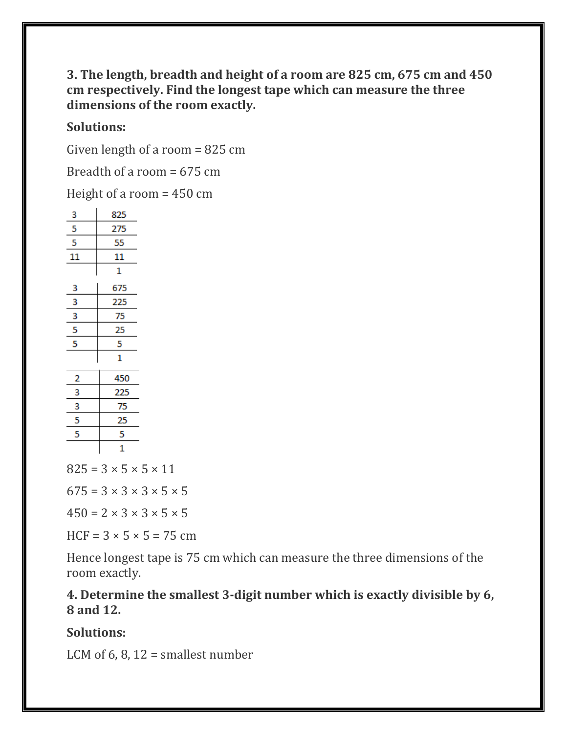**3. The length, breadth and height of a room are 825 cm, 675 cm and 450 cm respectively. Find the longest tape which can measure the three dimensions of the room exactly.**

**Solutions:**

Given length of a room = 825 cm

Breadth of a room = 675 cm

Height of a room = 450 cm

| 3 | 825 |
|---|---|
| 5 | 275 |
| 5 | 55 |
| 11 | 11 |
| | 1 |

| 3 | 675 |
|---|---|
| 3 | 225 |
| 3 | 75 |
| 5 | 25 |
| 5 | 5 |
| | 1 |

| 2 | 450 |
|---|---|
| 3 | 225 |
| 3 | 75 |
| 5 | 25 |
| 5 | 5 |
| | 1 |

$825 = 3 \times 5 \times 5 \times 11$

$675 = 3 \times 3 \times 3 \times 5 \times 5$

$450 = 2 \times 3 \times 3 \times 5 \times 5$

HCF = $3 \times 5 \times 5 = 75$ cm

Hence longest tape is 75 cm which can measure the three dimensions of the room exactly.

**4. Determine the smallest 3-digit number which is exactly divisible by 6, 8 and 12.**

**Solutions:**

LCM of 6, 8, 12 = smallest number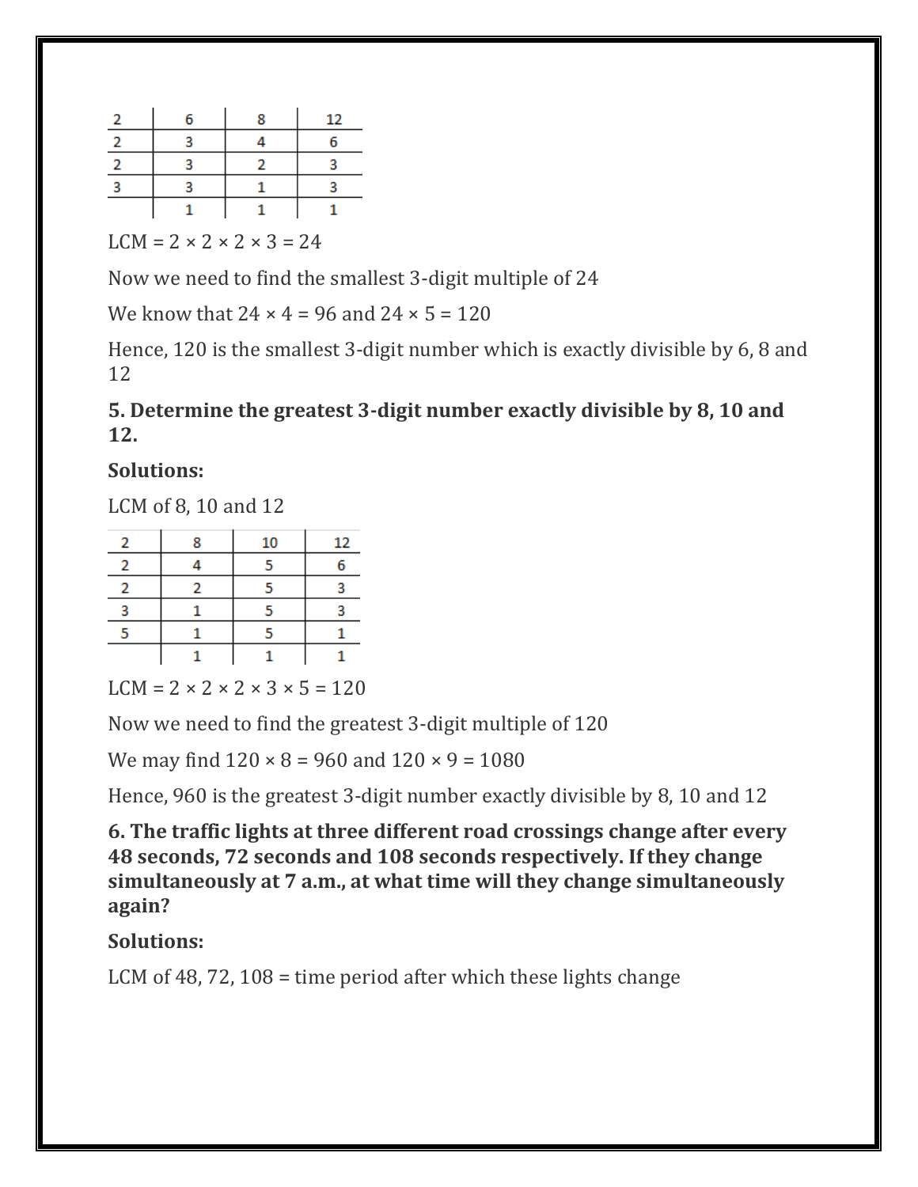| 2 | 6 | 8 | 12 |
|---|---|---|---|
| 2 | 3 | 4 | 6 |
| 2 | 3 | 2 | 3 |
| 3 | 3 | 1 | 3 |
| | 1 | 1 | 1 |

LCM = 2 × 2 × 2 × 3 = 24

Now we need to find the smallest 3-digit multiple of 24

We know that 24 × 4 = 96 and 24 × 5 = 120

Hence, 120 is the smallest 3-digit number which is exactly divisible by 6, 8 and 12

**5. Determine the greatest 3-digit number exactly divisible by 8, 10 and 12.**

**Solutions:**

LCM of 8, 10 and 12

| 2 | 8 | 10 | 12 |
|---|---|---|---|
| 2 | 4 | 5 | 6 |
| 2 | 2 | 5 | 3 |
| 3 | 1 | 5 | 3 |
| 5 | 1 | 5 | 1 |
| | 1 | 1 | 1 |

LCM = 2 × 2 × 2 × 3 × 5 = 120

Now we need to find the greatest 3-digit multiple of 120

We may find 120 × 8 = 960 and 120 × 9 = 1080

Hence, 960 is the greatest 3-digit number exactly divisible by 8, 10 and 12

**6. The traffic lights at three different road crossings change after every 48 seconds, 72 seconds and 108 seconds respectively. If they change simultaneously at 7 a.m., at what time will they change simultaneously again?**

**Solutions:**

LCM of 48, 72, 108 = time period after which these lights change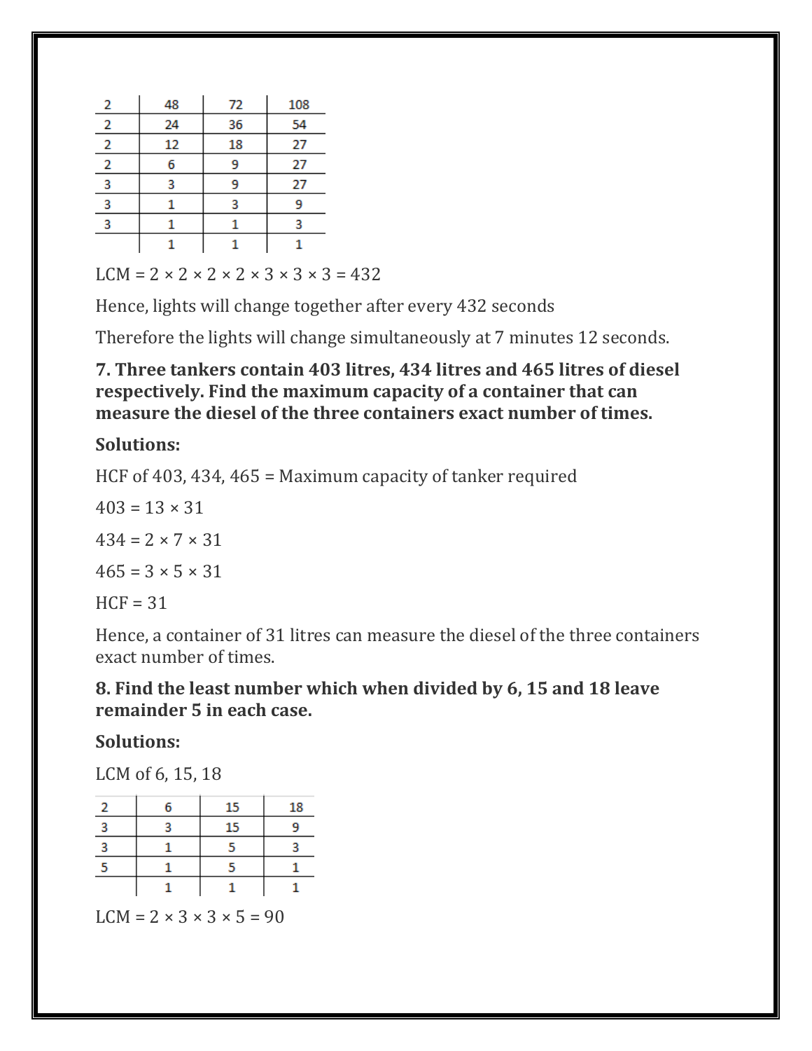| 2 | 48 | 72 | 108 |
|---|---|---|---|
| 2 | 24 | 36 | 54 |
| 2 | 12 | 18 | 27 |
| 2 | 6 | 9 | 27 |
| 3 | 3 | 9 | 27 |
| 3 | 1 | 3 | 9 |
| 3 | 1 | 1 | 3 |
| | 1 | 1 | 1 |

LCM = 2 × 2 × 2 × 2 × 3 × 3 × 3 = 432

Hence, lights will change together after every 432 seconds

Therefore the lights will change simultaneously at 7 minutes 12 seconds.

**7. Three tankers contain 403 litres, 434 litres and 465 litres of diesel respectively. Find the maximum capacity of a container that can measure the diesel of the three containers exact number of times.**

**Solutions:**

HCF of 403, 434, 465 = Maximum capacity of tanker required

403 = 13 × 31

434 = 2 × 7 × 31

465 = 3 × 5 × 31

HCF = 31

Hence, a container of 31 litres can measure the diesel of the three containers exact number of times.

**8. Find the least number which when divided by 6, 15 and 18 leave remainder 5 in each case.**

**Solutions:**

LCM of 6, 15, 18

| 2 | 6 | 15 | 18 |
|---|---|---|---|
| 3 | 3 | 15 | 9 |
| 3 | 1 | 5 | 3 |
| 5 | 1 | 5 | 1 |
| | 1 | 1 | 1 |

LCM = 2 × 3 × 3 × 5 = 90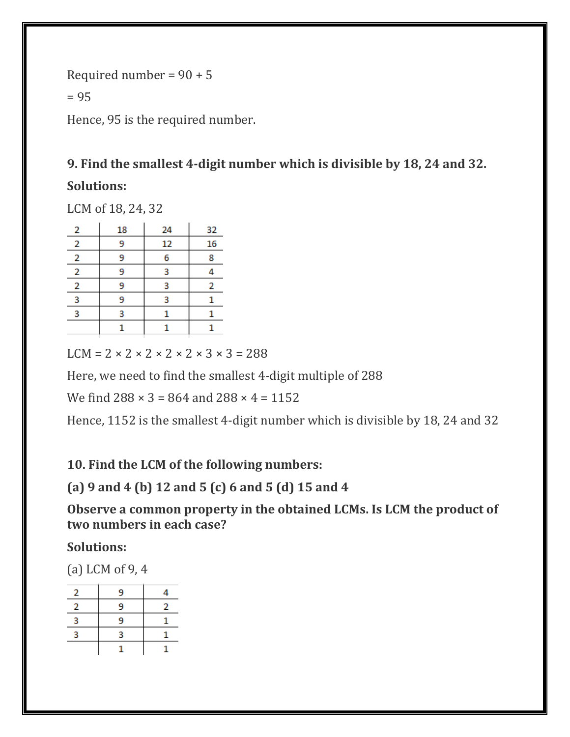Required number = 90 + 5

= 95

Hence, 95 is the required number.

**9. Find the smallest 4-digit number which is divisible by 18, 24 and 32.**

**Solutions:**

LCM of 18, 24, 32

| 2 | 18 | 24 | 32 |
|---|---|---|---|
| 2 | 9 | 12 | 16 |
| 2 | 9 | 6 | 8 |
| 2 | 9 | 3 | 4 |
| 2 | 9 | 3 | 2 |
| 3 | 9 | 3 | 1 |
| 3 | 3 | 1 | 1 |
| | 1 | 1 | 1 |

LCM = 2 × 2 × 2 × 2 × 2 × 3 × 3 = 288

Here, we need to find the smallest 4-digit multiple of 288

We find 288 × 3 = 864 and 288 × 4 = 1152

Hence, 1152 is the smallest 4-digit number which is divisible by 18, 24 and 32

**10. Find the LCM of the following numbers:**

**(a) 9 and 4 (b) 12 and 5 (c) 6 and 5 (d) 15 and 4**

**Observe a common property in the obtained LCMs. Is LCM the product of two numbers in each case?**

**Solutions:**

(a) LCM of 9, 4

| 2 | 9 | 4 |
|---|---|---|
| 2 | 9 | 2 |
| 3 | 9 | 1 |
| 3 | 3 | 1 |
| | 1 | 1 |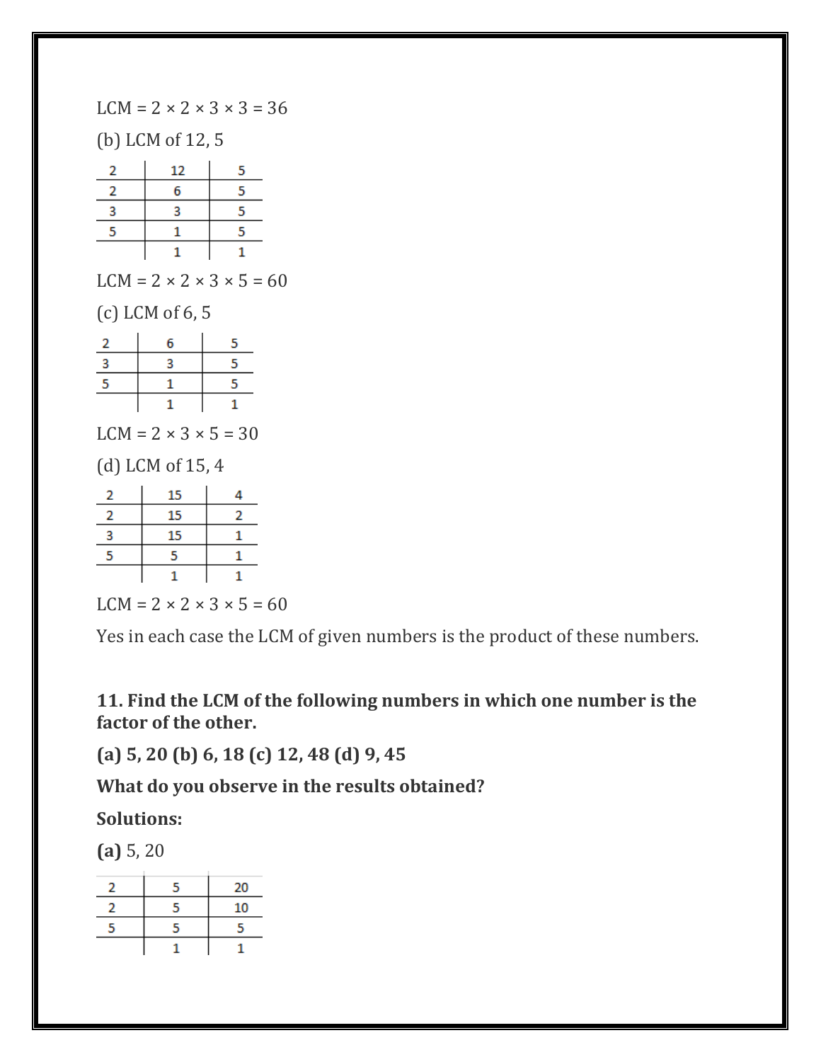LCM = 2 × 2 × 3 × 3 = 36

(b) LCM of 12, 5

| 2 | 12 | 5 |
|---|---|---|
| 2 | 6 | 5 |
| 3 | 3 | 5 |
| 5 | 1 | 5 |
|  | 1 | 1 |

LCM = 2 × 2 × 3 × 5 = 60

(c) LCM of 6, 5

| 2 | 6 | 5 |
|---|---|---|
| 3 | 3 | 5 |
| 5 | 1 | 5 |
|  | 1 | 1 |

LCM = 2 × 3 × 5 = 30

(d) LCM of 15, 4

| 2 | 15 | 4 |
|---|---|---|
| 2 | 15 | 2 |
| 3 | 15 | 1 |
| 5 | 5 | 1 |
|  | 1 | 1 |

LCM = 2 × 2 × 3 × 5 = 60

Yes in each case the LCM of given numbers is the product of these numbers.

**11. Find the LCM of the following numbers in which one number is the factor of the other.**

**(a) 5, 20 (b) 6, 18 (c) 12, 48 (d) 9, 45**

**What do you observe in the results obtained?**

**Solutions:**

**(a)** 5, 20

| 2 | 5 | 20 |
|---|---|---|
| 2 | 5 | 10 |
| 5 | 5 | 5 |
|  | 1 | 1 |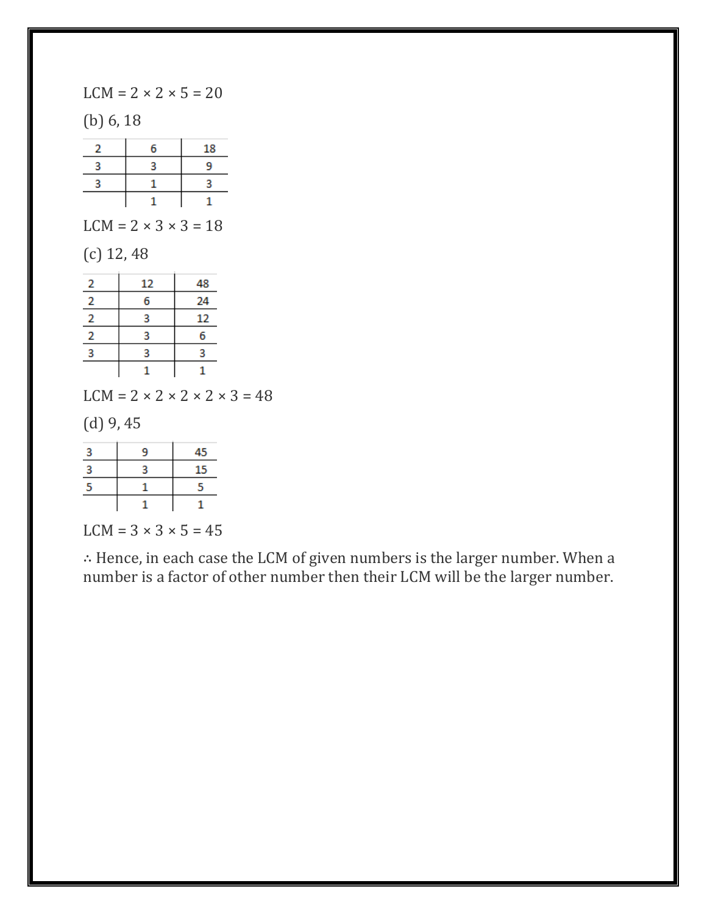LCM = 2 × 2 × 5 = 20

(b) 6, 18

| | | |
|---|---|---|
| 2 | 6 | 18 |
| 3 | 3 | 9 |
| 3 | 1 | 3 |
| | 1 | 1 |

LCM = 2 × 3 × 3 = 18

(c) 12, 48

| | | |
|---|---|---|
| 2 | 12 | 48 |
| 2 | 6 | 24 |
| 2 | 3 | 12 |
| 2 | 3 | 6 |
| 3 | 3 | 3 |
| | 1 | 1 |

LCM = 2 × 2 × 2 × 2 × 3 = 48

(d) 9, 45

| | | |
|---|---|---|
| 3 | 9 | 45 |
| 3 | 3 | 15 |
| 5 | 1 | 5 |
| | 1 | 1 |

LCM = 3 × 3 × 5 = 45

∴ Hence, in each case the LCM of given numbers is the larger number. When a number is a factor of other number then their LCM will be the larger number.